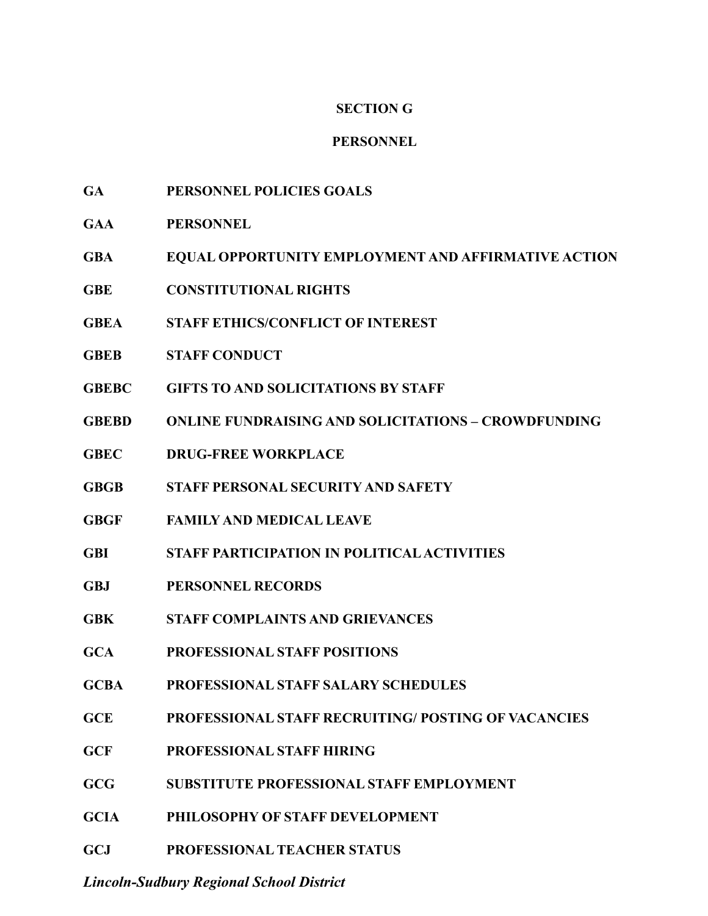# SECTION G

## PERSONNEL

| | |
|---|---|
| **GA** | **PERSONNEL POLICIES GOALS** |
| **GAA** | **PERSONNEL** |
| **GBA** | **EQUAL OPPORTUNITY EMPLOYMENT AND AFFIRMATIVE ACTION** |
| **GBE** | **CONSTITUTIONAL RIGHTS** |
| **GBEA** | **STAFF ETHICS/CONFLICT OF INTEREST** |
| **GBEB** | **STAFF CONDUCT** |
| **GBEBC** | **GIFTS TO AND SOLICITATIONS BY STAFF** |
| **GBEBD** | **ONLINE FUNDRAISING AND SOLICITATIONS – CROWDFUNDING** |
| **GBEC** | **DRUG-FREE WORKPLACE** |
| **GBGB** | **STAFF PERSONAL SECURITY AND SAFETY** |
| **GBGF** | **FAMILY AND MEDICAL LEAVE** |
| **GBI** | **STAFF PARTICIPATION IN POLITICAL ACTIVITIES** |
| **GBJ** | **PERSONNEL RECORDS** |
| **GBK** | **STAFF COMPLAINTS AND GRIEVANCES** |
| **GCA** | **PROFESSIONAL STAFF POSITIONS** |
| **GCBA** | **PROFESSIONAL STAFF SALARY SCHEDULES** |
| **GCE** | **PROFESSIONAL STAFF RECRUITING/ POSTING OF VACANCIES** |
| **GCF** | **PROFESSIONAL STAFF HIRING** |
| **GCG** | **SUBSTITUTE PROFESSIONAL STAFF EMPLOYMENT** |
| **GCIA** | **PHILOSOPHY OF STAFF DEVELOPMENT** |
| **GCJ** | **PROFESSIONAL TEACHER STATUS** |

***Lincoln-Sudbury Regional School District***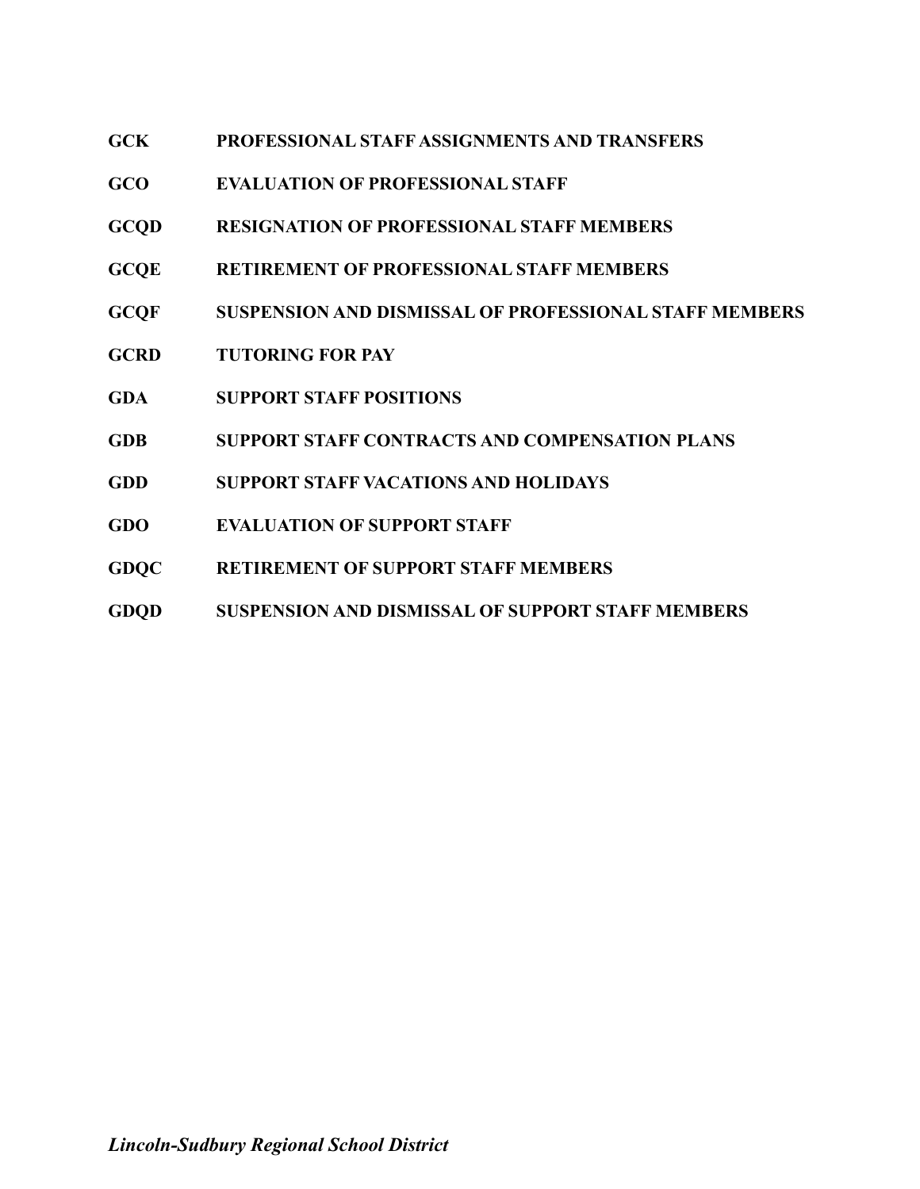**GCK** **PROFESSIONAL STAFF ASSIGNMENTS AND TRANSFERS**

**GCO** **EVALUATION OF PROFESSIONAL STAFF**

**GCQD** **RESIGNATION OF PROFESSIONAL STAFF MEMBERS**

**GCQE** **RETIREMENT OF PROFESSIONAL STAFF MEMBERS**

**GCQF** **SUSPENSION AND DISMISSAL OF PROFESSIONAL STAFF MEMBERS**

**GCRD** **TUTORING FOR PAY**

**GDA** **SUPPORT STAFF POSITIONS**

**GDB** **SUPPORT STAFF CONTRACTS AND COMPENSATION PLANS**

**GDD** **SUPPORT STAFF VACATIONS AND HOLIDAYS**

**GDO** **EVALUATION OF SUPPORT STAFF**

**GDQC** **RETIREMENT OF SUPPORT STAFF MEMBERS**

**GDQD** **SUSPENSION AND DISMISSAL OF SUPPORT STAFF MEMBERS**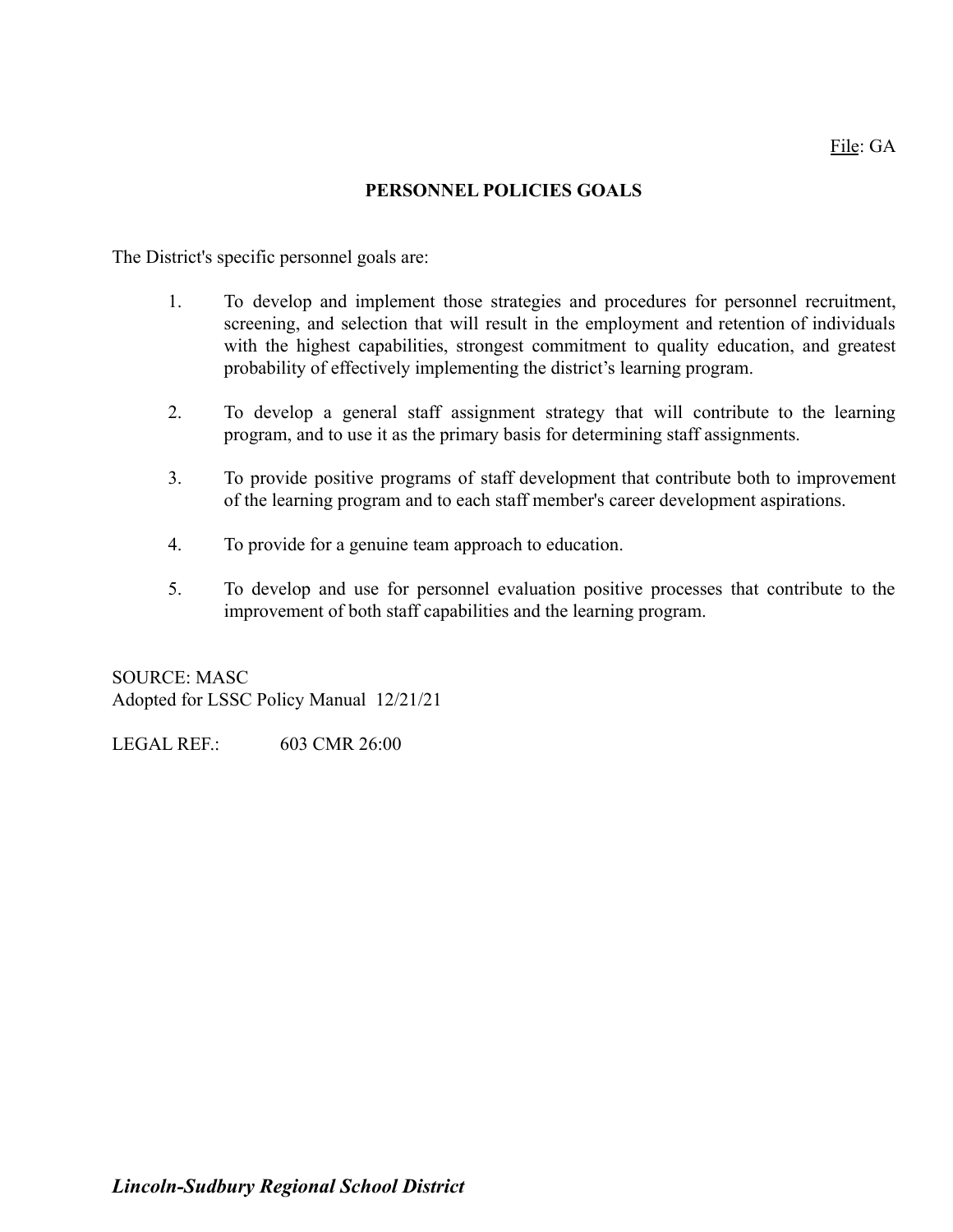File: GA

## PERSONNEL POLICIES GOALS

The District's specific personnel goals are:

1. To develop and implement those strategies and procedures for personnel recruitment, screening, and selection that will result in the employment and retention of individuals with the highest capabilities, strongest commitment to quality education, and greatest probability of effectively implementing the district's learning program.

2. To develop a general staff assignment strategy that will contribute to the learning program, and to use it as the primary basis for determining staff assignments.

3. To provide positive programs of staff development that contribute both to improvement of the learning program and to each staff member's career development aspirations.

4. To provide for a genuine team approach to education.

5. To develop and use for personnel evaluation positive processes that contribute to the improvement of both staff capabilities and the learning program.

SOURCE: MASC
Adopted for LSSC Policy Manual 12/21/21

LEGAL REF.: 603 CMR 26:00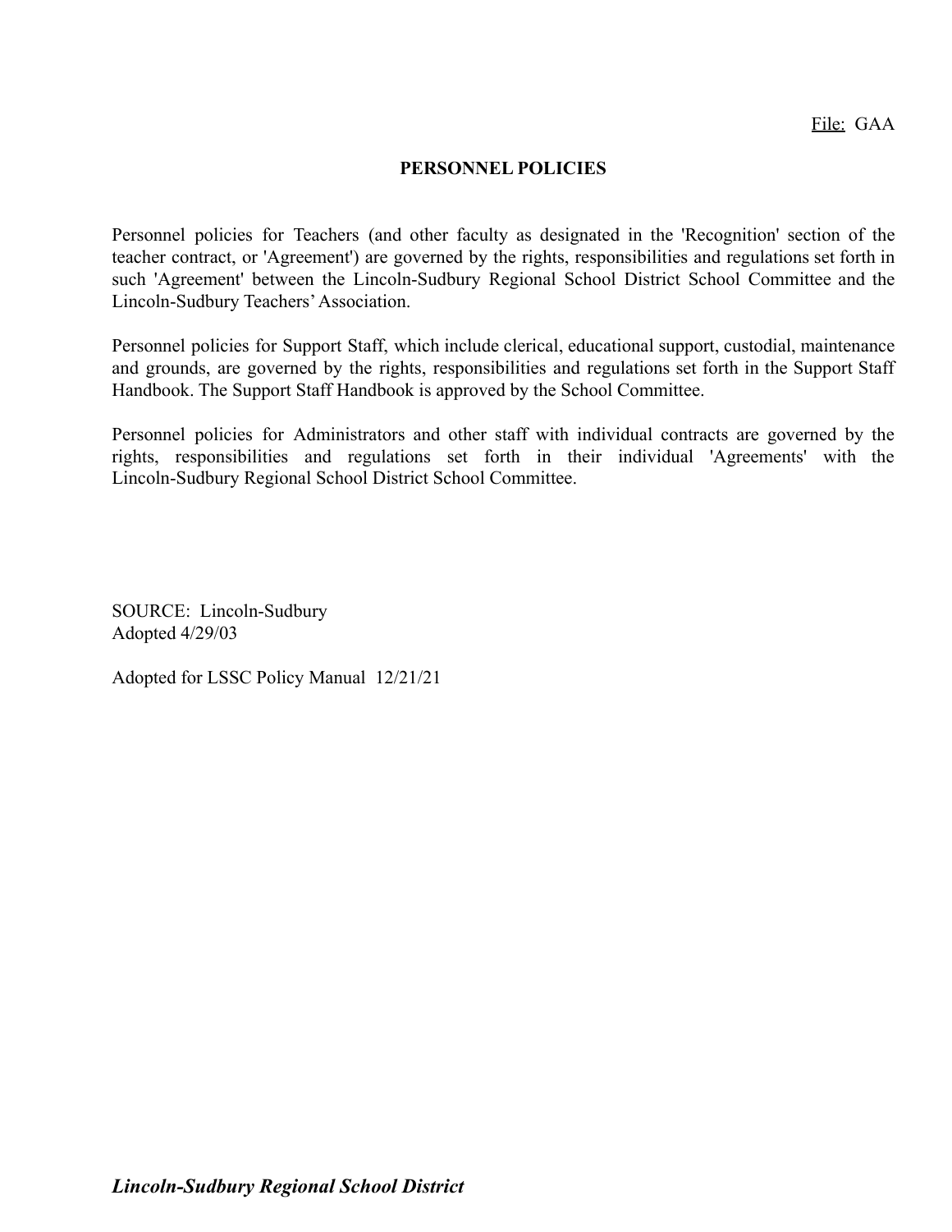File: GAA

# PERSONNEL POLICIES

Personnel policies for Teachers (and other faculty as designated in the 'Recognition' section of the teacher contract, or 'Agreement') are governed by the rights, responsibilities and regulations set forth in such 'Agreement' between the Lincoln-Sudbury Regional School District School Committee and the Lincoln-Sudbury Teachers' Association.

Personnel policies for Support Staff, which include clerical, educational support, custodial, maintenance and grounds, are governed by the rights, responsibilities and regulations set forth in the Support Staff Handbook. The Support Staff Handbook is approved by the School Committee.

Personnel policies for Administrators and other staff with individual contracts are governed by the rights, responsibilities and regulations set forth in their individual 'Agreements' with the Lincoln-Sudbury Regional School District School Committee.

SOURCE: Lincoln-Sudbury
Adopted 4/29/03

Adopted for LSSC Policy Manual 12/21/21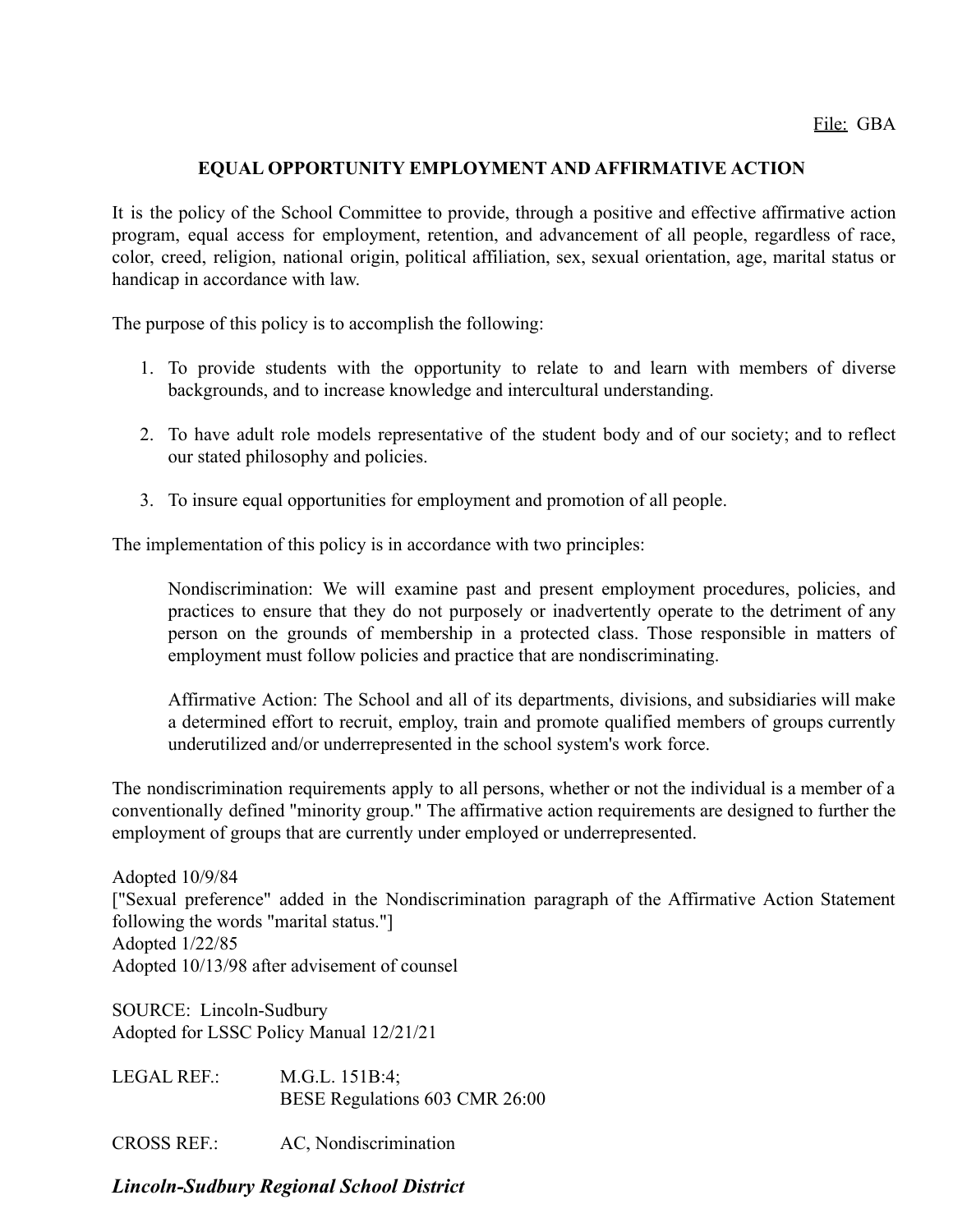File: GBA

## EQUAL OPPORTUNITY EMPLOYMENT AND AFFIRMATIVE ACTION

It is the policy of the School Committee to provide, through a positive and effective affirmative action program, equal access for employment, retention, and advancement of all people, regardless of race, color, creed, religion, national origin, political affiliation, sex, sexual orientation, age, marital status or handicap in accordance with law.

The purpose of this policy is to accomplish the following:

1. To provide students with the opportunity to relate to and learn with members of diverse backgrounds, and to increase knowledge and intercultural understanding.

2. To have adult role models representative of the student body and of our society; and to reflect our stated philosophy and policies.

3. To insure equal opportunities for employment and promotion of all people.

The implementation of this policy is in accordance with two principles:

> Nondiscrimination: We will examine past and present employment procedures, policies, and practices to ensure that they do not purposely or inadvertently operate to the detriment of any person on the grounds of membership in a protected class. Those responsible in matters of employment must follow policies and practice that are nondiscriminating.
>
> Affirmative Action: The School and all of its departments, divisions, and subsidiaries will make a determined effort to recruit, employ, train and promote qualified members of groups currently underutilized and/or underrepresented in the school system's work force.

The nondiscrimination requirements apply to all persons, whether or not the individual is a member of a conventionally defined "minority group." The affirmative action requirements are designed to further the employment of groups that are currently under employed or underrepresented.

Adopted 10/9/84
["Sexual preference" added in the Nondiscrimination paragraph of the Affirmative Action Statement following the words "marital status."]
Adopted 1/22/85
Adopted 10/13/98 after advisement of counsel

SOURCE: Lincoln-Sudbury
Adopted for LSSC Policy Manual 12/21/21

LEGAL REF.: M.G.L. 151B:4;
BESE Regulations 603 CMR 26:00

CROSS REF.: AC, Nondiscrimination

***Lincoln-Sudbury Regional School District***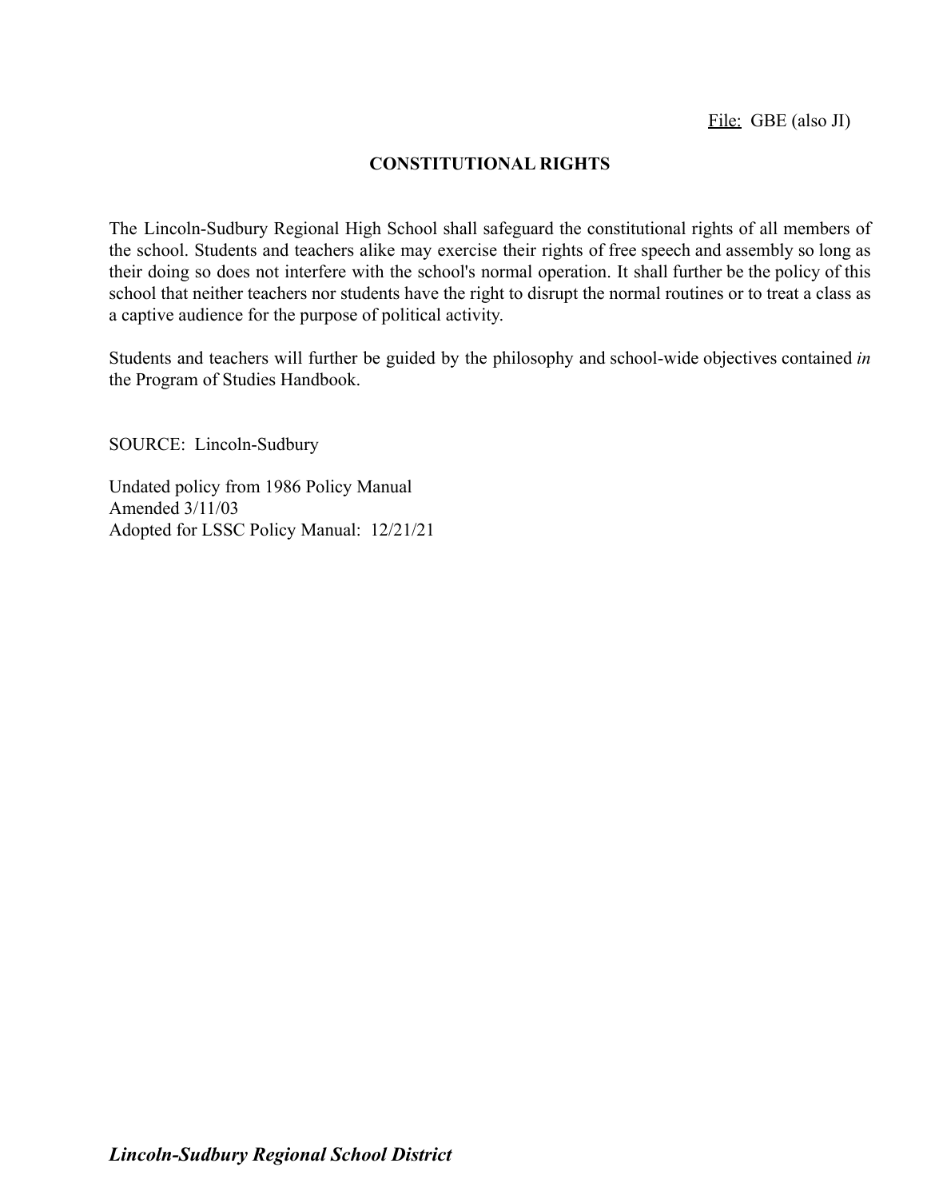File: GBE (also JI)

## CONSTITUTIONAL RIGHTS

The Lincoln-Sudbury Regional High School shall safeguard the constitutional rights of all members of the school. Students and teachers alike may exercise their rights of free speech and assembly so long as their doing so does not interfere with the school's normal operation. It shall further be the policy of this school that neither teachers nor students have the right to disrupt the normal routines or to treat a class as a captive audience for the purpose of political activity.

Students and teachers will further be guided by the philosophy and school-wide objectives contained *in* the Program of Studies Handbook.

SOURCE: Lincoln-Sudbury

Undated policy from 1986 Policy Manual
Amended 3/11/03
Adopted for LSSC Policy Manual: 12/21/21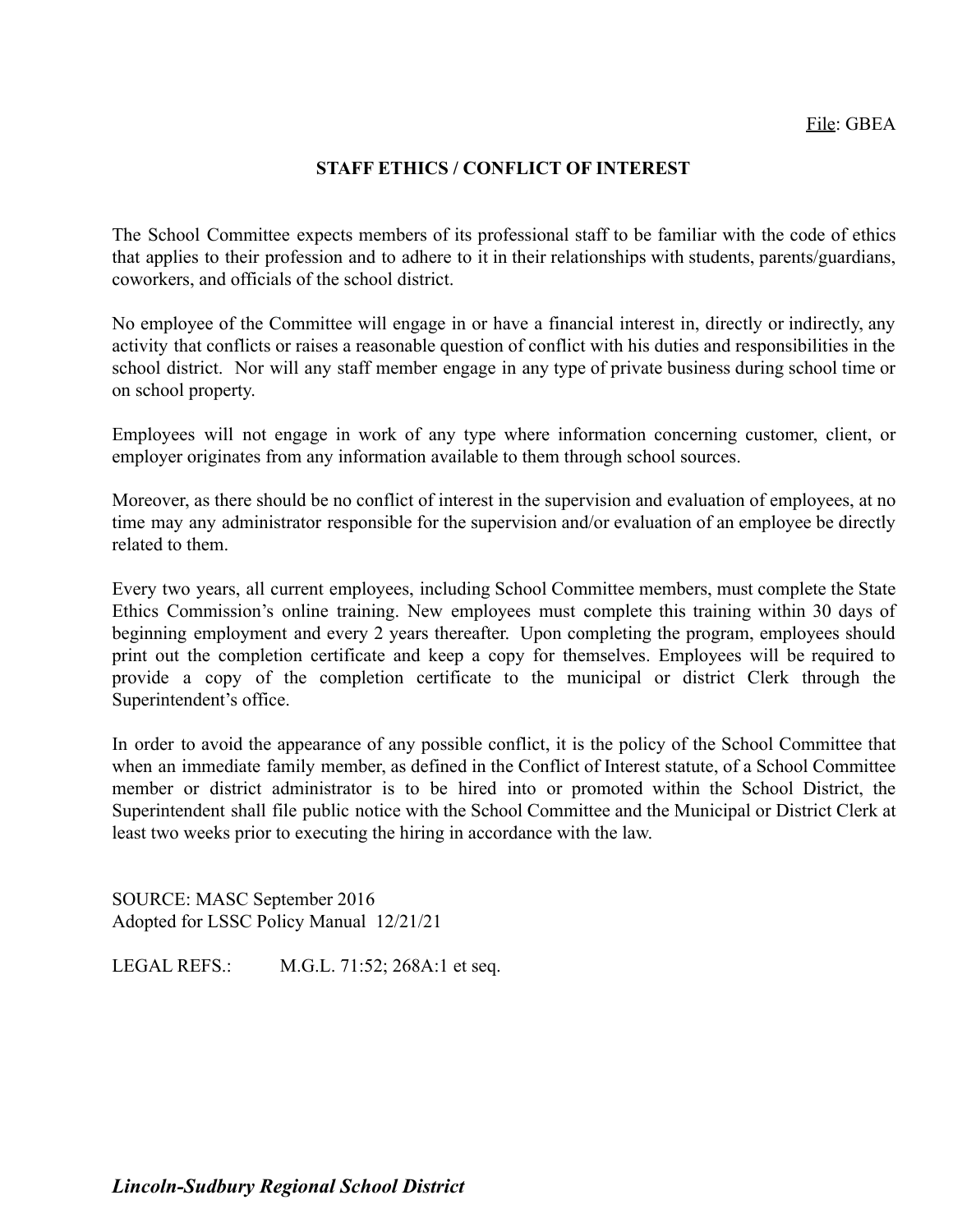File: GBEA

## STAFF ETHICS / CONFLICT OF INTEREST

The School Committee expects members of its professional staff to be familiar with the code of ethics that applies to their profession and to adhere to it in their relationships with students, parents/guardians, coworkers, and officials of the school district.

No employee of the Committee will engage in or have a financial interest in, directly or indirectly, any activity that conflicts or raises a reasonable question of conflict with his duties and responsibilities in the school district. Nor will any staff member engage in any type of private business during school time or on school property.

Employees will not engage in work of any type where information concerning customer, client, or employer originates from any information available to them through school sources.

Moreover, as there should be no conflict of interest in the supervision and evaluation of employees, at no time may any administrator responsible for the supervision and/or evaluation of an employee be directly related to them.

Every two years, all current employees, including School Committee members, must complete the State Ethics Commission's online training. New employees must complete this training within 30 days of beginning employment and every 2 years thereafter. Upon completing the program, employees should print out the completion certificate and keep a copy for themselves. Employees will be required to provide a copy of the completion certificate to the municipal or district Clerk through the Superintendent's office.

In order to avoid the appearance of any possible conflict, it is the policy of the School Committee that when an immediate family member, as defined in the Conflict of Interest statute, of a School Committee member or district administrator is to be hired into or promoted within the School District, the Superintendent shall file public notice with the School Committee and the Municipal or District Clerk at least two weeks prior to executing the hiring in accordance with the law.

SOURCE: MASC September 2016
Adopted for LSSC Policy Manual 12/21/21

LEGAL REFS.: M.G.L. 71:52; 268A:1 et seq.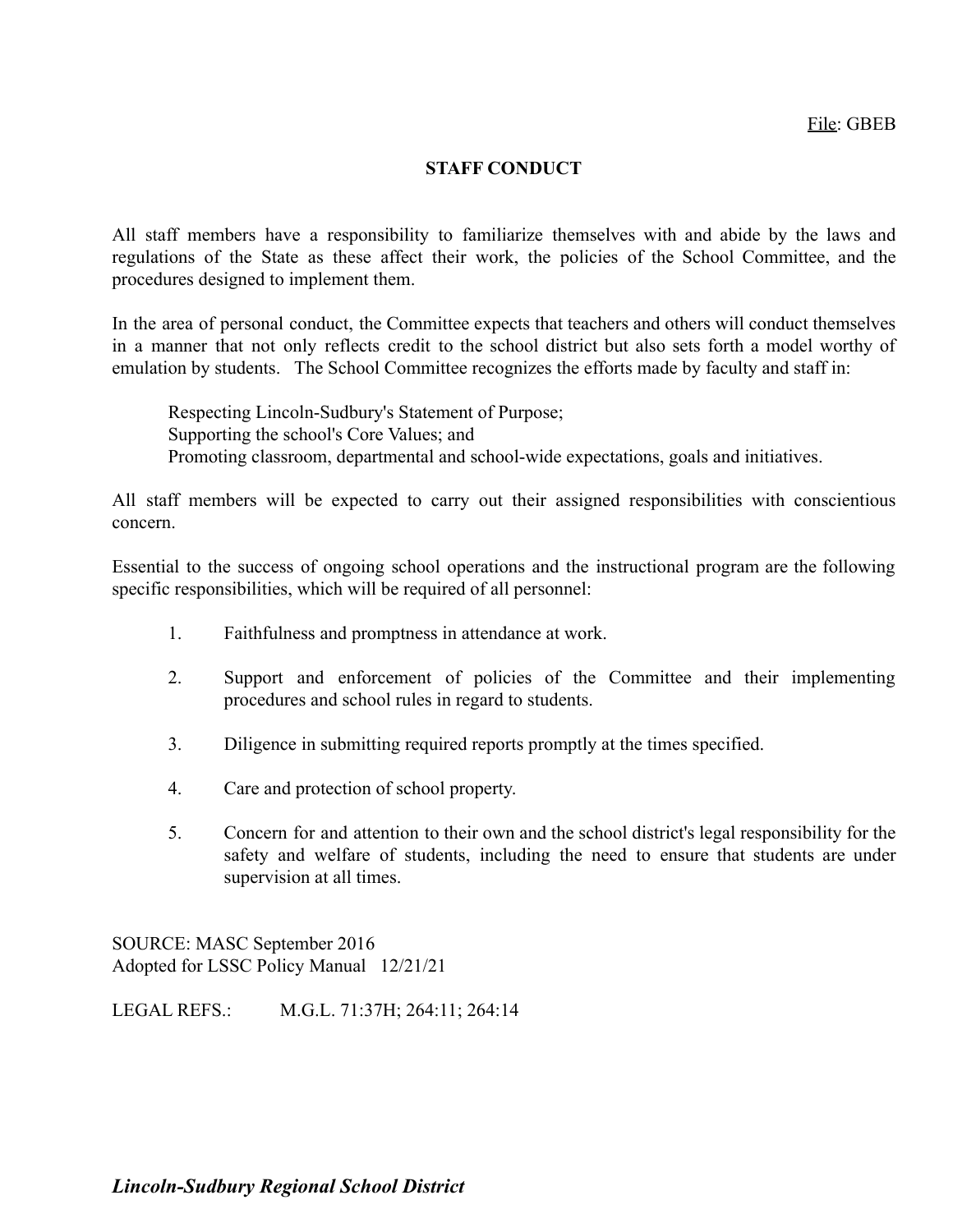File: GBEB

# STAFF CONDUCT

All staff members have a responsibility to familiarize themselves with and abide by the laws and regulations of the State as these affect their work, the policies of the School Committee, and the procedures designed to implement them.

In the area of personal conduct, the Committee expects that teachers and others will conduct themselves in a manner that not only reflects credit to the school district but also sets forth a model worthy of emulation by students. The School Committee recognizes the efforts made by faculty and staff in:

Respecting Lincoln-Sudbury's Statement of Purpose;
Supporting the school's Core Values; and
Promoting classroom, departmental and school-wide expectations, goals and initiatives.

All staff members will be expected to carry out their assigned responsibilities with conscientious concern.

Essential to the success of ongoing school operations and the instructional program are the following specific responsibilities, which will be required of all personnel:

1. Faithfulness and promptness in attendance at work.
2. Support and enforcement of policies of the Committee and their implementing procedures and school rules in regard to students.
3. Diligence in submitting required reports promptly at the times specified.
4. Care and protection of school property.
5. Concern for and attention to their own and the school district's legal responsibility for the safety and welfare of students, including the need to ensure that students are under supervision at all times.

SOURCE: MASC September 2016
Adopted for LSSC Policy Manual 12/21/21

LEGAL REFS.: M.G.L. 71:37H; 264:11; 264:14

***Lincoln-Sudbury Regional School District***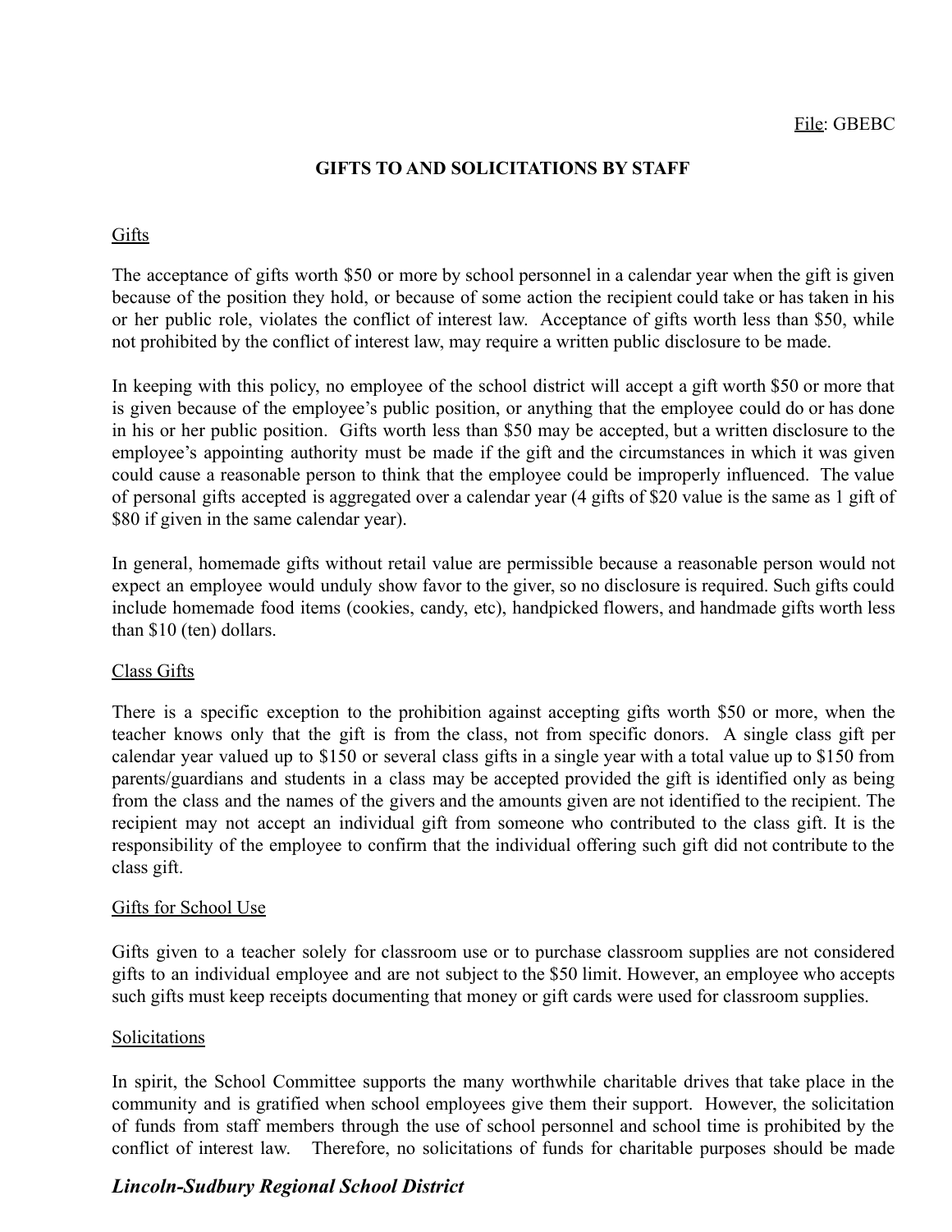File: GBEBC

## GIFTS TO AND SOLICITATIONS BY STAFF

### Gifts

The acceptance of gifts worth $50 or more by school personnel in a calendar year when the gift is given because of the position they hold, or because of some action the recipient could take or has taken in his or her public role, violates the conflict of interest law. Acceptance of gifts worth less than $50, while not prohibited by the conflict of interest law, may require a written public disclosure to be made.

In keeping with this policy, no employee of the school district will accept a gift worth $50 or more that is given because of the employee's public position, or anything that the employee could do or has done in his or her public position. Gifts worth less than $50 may be accepted, but a written disclosure to the employee's appointing authority must be made if the gift and the circumstances in which it was given could cause a reasonable person to think that the employee could be improperly influenced. The value of personal gifts accepted is aggregated over a calendar year (4 gifts of $20 value is the same as 1 gift of $80 if given in the same calendar year).

In general, homemade gifts without retail value are permissible because a reasonable person would not expect an employee would unduly show favor to the giver, so no disclosure is required. Such gifts could include homemade food items (cookies, candy, etc), handpicked flowers, and handmade gifts worth less than $10 (ten) dollars.

### Class Gifts

There is a specific exception to the prohibition against accepting gifts worth $50 or more, when the teacher knows only that the gift is from the class, not from specific donors. A single class gift per calendar year valued up to $150 or several class gifts in a single year with a total value up to $150 from parents/guardians and students in a class may be accepted provided the gift is identified only as being from the class and the names of the givers and the amounts given are not identified to the recipient. The recipient may not accept an individual gift from someone who contributed to the class gift. It is the responsibility of the employee to confirm that the individual offering such gift did not contribute to the class gift.

### Gifts for School Use

Gifts given to a teacher solely for classroom use or to purchase classroom supplies are not considered gifts to an individual employee and are not subject to the $50 limit. However, an employee who accepts such gifts must keep receipts documenting that money or gift cards were used for classroom supplies.

### Solicitations

In spirit, the School Committee supports the many worthwhile charitable drives that take place in the community and is gratified when school employees give them their support. However, the solicitation of funds from staff members through the use of school personnel and school time is prohibited by the conflict of interest law. Therefore, no solicitations of funds for charitable purposes should be made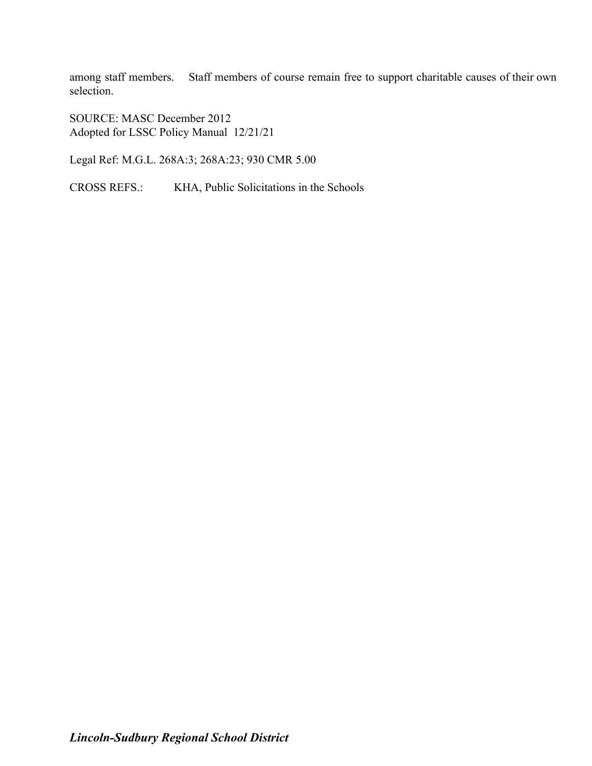among staff members. Staff members of course remain free to support charitable causes of their own selection.

SOURCE: MASC December 2012
Adopted for LSSC Policy Manual 12/21/21

Legal Ref: M.G.L. 268A:3; 268A:23; 930 CMR 5.00

CROSS REFS.: KHA, Public Solicitations in the Schools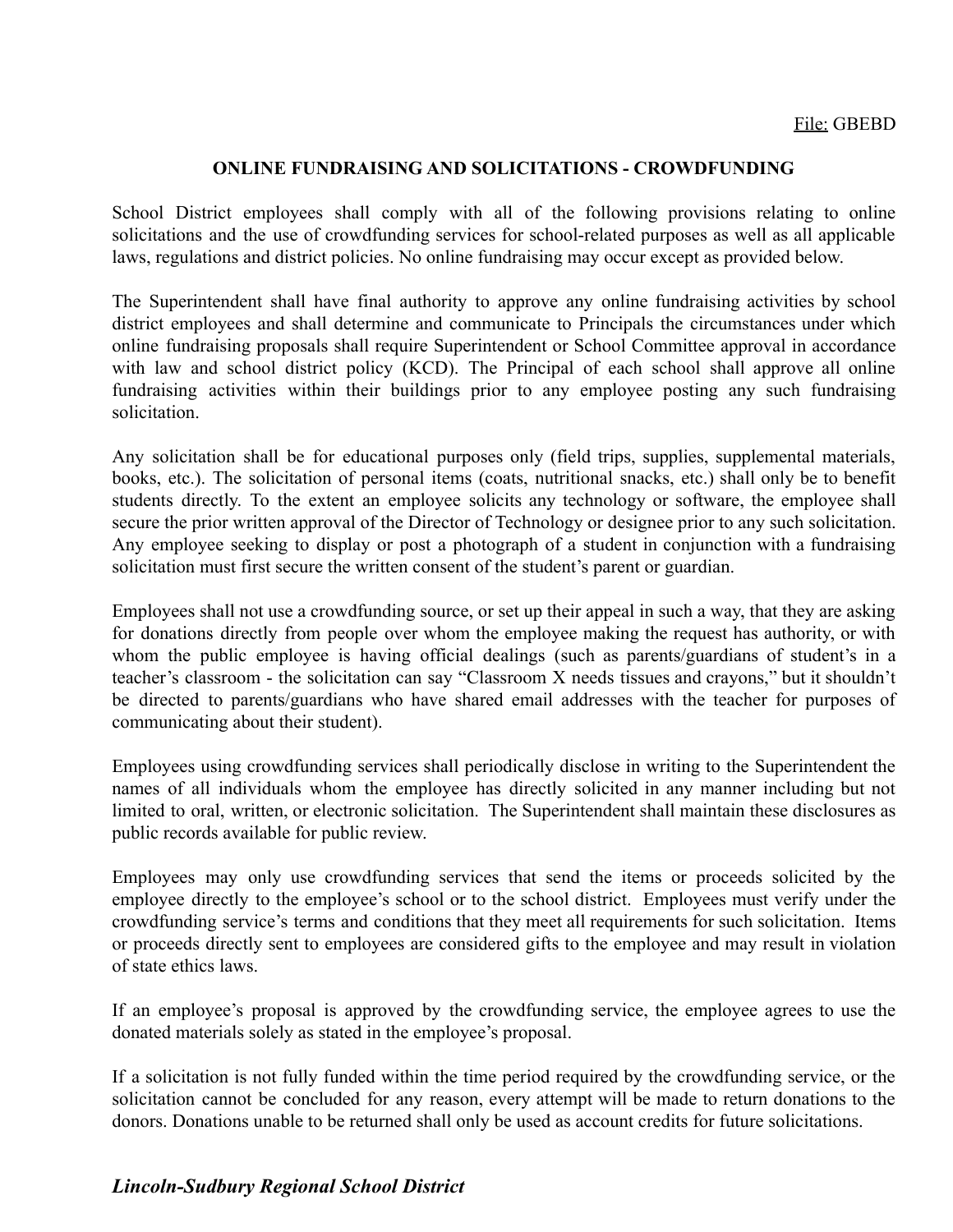File: GBEBD

## ONLINE FUNDRAISING AND SOLICITATIONS - CROWDFUNDING

School District employees shall comply with all of the following provisions relating to online solicitations and the use of crowdfunding services for school-related purposes as well as all applicable laws, regulations and district policies. No online fundraising may occur except as provided below.

The Superintendent shall have final authority to approve any online fundraising activities by school district employees and shall determine and communicate to Principals the circumstances under which online fundraising proposals shall require Superintendent or School Committee approval in accordance with law and school district policy (KCD). The Principal of each school shall approve all online fundraising activities within their buildings prior to any employee posting any such fundraising solicitation.

Any solicitation shall be for educational purposes only (field trips, supplies, supplemental materials, books, etc.). The solicitation of personal items (coats, nutritional snacks, etc.) shall only be to benefit students directly. To the extent an employee solicits any technology or software, the employee shall secure the prior written approval of the Director of Technology or designee prior to any such solicitation. Any employee seeking to display or post a photograph of a student in conjunction with a fundraising solicitation must first secure the written consent of the student's parent or guardian.

Employees shall not use a crowdfunding source, or set up their appeal in such a way, that they are asking for donations directly from people over whom the employee making the request has authority, or with whom the public employee is having official dealings (such as parents/guardians of student's in a teacher's classroom - the solicitation can say "Classroom X needs tissues and crayons," but it shouldn't be directed to parents/guardians who have shared email addresses with the teacher for purposes of communicating about their student).

Employees using crowdfunding services shall periodically disclose in writing to the Superintendent the names of all individuals whom the employee has directly solicited in any manner including but not limited to oral, written, or electronic solicitation. The Superintendent shall maintain these disclosures as public records available for public review.

Employees may only use crowdfunding services that send the items or proceeds solicited by the employee directly to the employee's school or to the school district. Employees must verify under the crowdfunding service's terms and conditions that they meet all requirements for such solicitation. Items or proceeds directly sent to employees are considered gifts to the employee and may result in violation of state ethics laws.

If an employee's proposal is approved by the crowdfunding service, the employee agrees to use the donated materials solely as stated in the employee's proposal.

If a solicitation is not fully funded within the time period required by the crowdfunding service, or the solicitation cannot be concluded for any reason, every attempt will be made to return donations to the donors. Donations unable to be returned shall only be used as account credits for future solicitations.

***Lincoln-Sudbury Regional School District***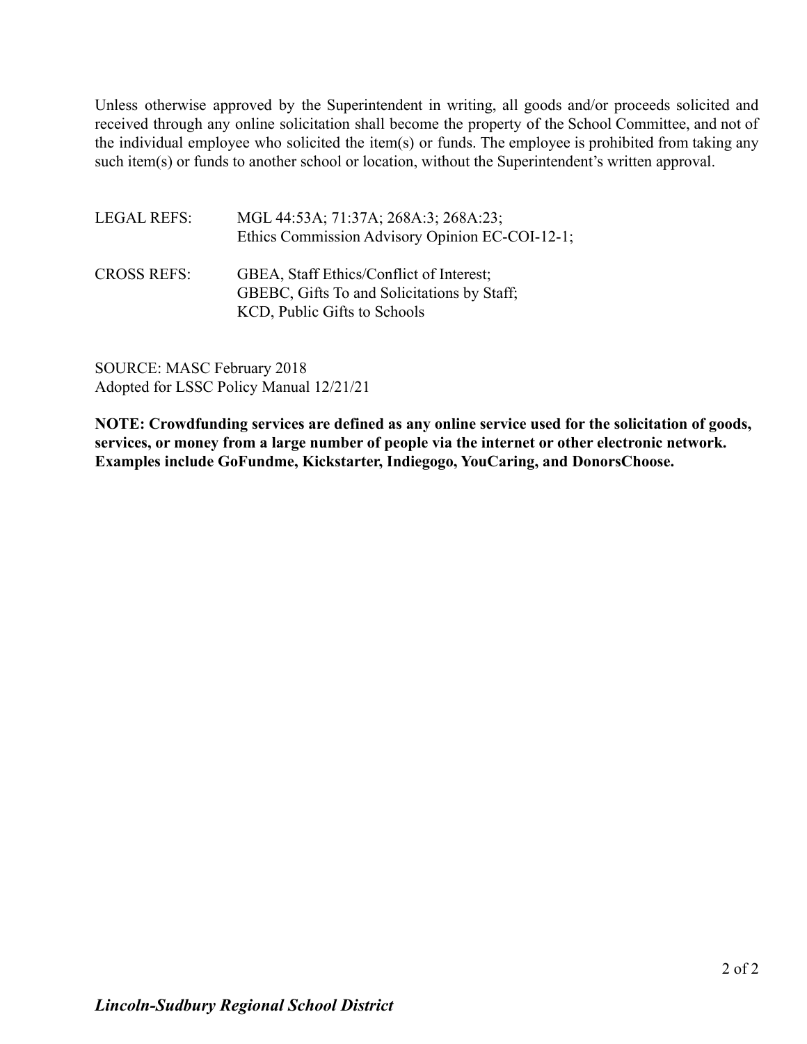Unless otherwise approved by the Superintendent in writing, all goods and/or proceeds solicited and received through any online solicitation shall become the property of the School Committee, and not of the individual employee who solicited the item(s) or funds. The employee is prohibited from taking any such item(s) or funds to another school or location, without the Superintendent's written approval.

LEGAL REFS: MGL 44:53A; 71:37A; 268A:3; 268A:23;
Ethics Commission Advisory Opinion EC-COI-12-1;

CROSS REFS: GBEA, Staff Ethics/Conflict of Interest;
GBEBC, Gifts To and Solicitations by Staff;
KCD, Public Gifts to Schools

SOURCE: MASC February 2018
Adopted for LSSC Policy Manual 12/21/21

**NOTE: Crowdfunding services are defined as any online service used for the solicitation of goods, services, or money from a large number of people via the internet or other electronic network. Examples include GoFundme, Kickstarter, Indiegogo, YouCaring, and DonorsChoose.**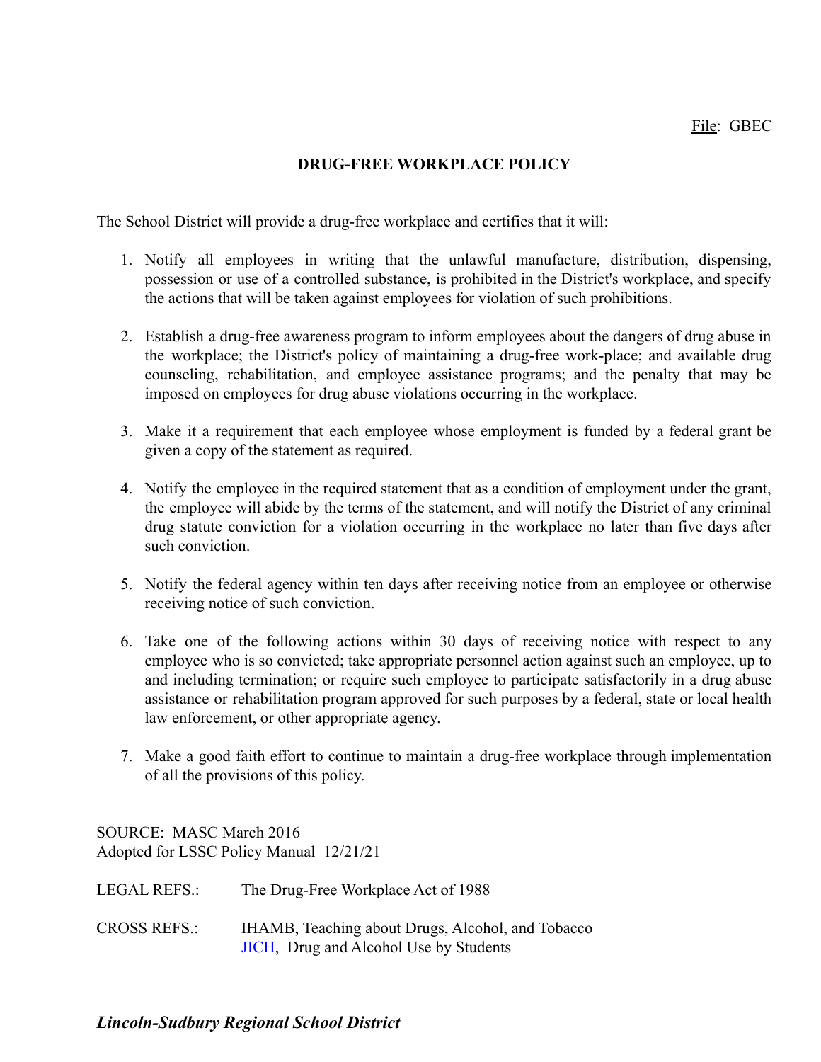File: GBEC

## DRUG-FREE WORKPLACE POLICY

The School District will provide a drug-free workplace and certifies that it will:

1. Notify all employees in writing that the unlawful manufacture, distribution, dispensing, possession or use of a controlled substance, is prohibited in the District's workplace, and specify the actions that will be taken against employees for violation of such prohibitions.

2. Establish a drug-free awareness program to inform employees about the dangers of drug abuse in the workplace; the District's policy of maintaining a drug-free work-place; and available drug counseling, rehabilitation, and employee assistance programs; and the penalty that may be imposed on employees for drug abuse violations occurring in the workplace.

3. Make it a requirement that each employee whose employment is funded by a federal grant be given a copy of the statement as required.

4. Notify the employee in the required statement that as a condition of employment under the grant, the employee will abide by the terms of the statement, and will notify the District of any criminal drug statute conviction for a violation occurring in the workplace no later than five days after such conviction.

5. Notify the federal agency within ten days after receiving notice from an employee or otherwise receiving notice of such conviction.

6. Take one of the following actions within 30 days of receiving notice with respect to any employee who is so convicted; take appropriate personnel action against such an employee, up to and including termination; or require such employee to participate satisfactorily in a drug abuse assistance or rehabilitation program approved for such purposes by a federal, state or local health law enforcement, or other appropriate agency.

7. Make a good faith effort to continue to maintain a drug-free workplace through implementation of all the provisions of this policy.

SOURCE: MASC March 2016
Adopted for LSSC Policy Manual 12/21/21

LEGAL REFS.: The Drug-Free Workplace Act of 1988

CROSS REFS.: IHAMB, Teaching about Drugs, Alcohol, and Tobacco
JICH, Drug and Alcohol Use by Students

***Lincoln-Sudbury Regional School District***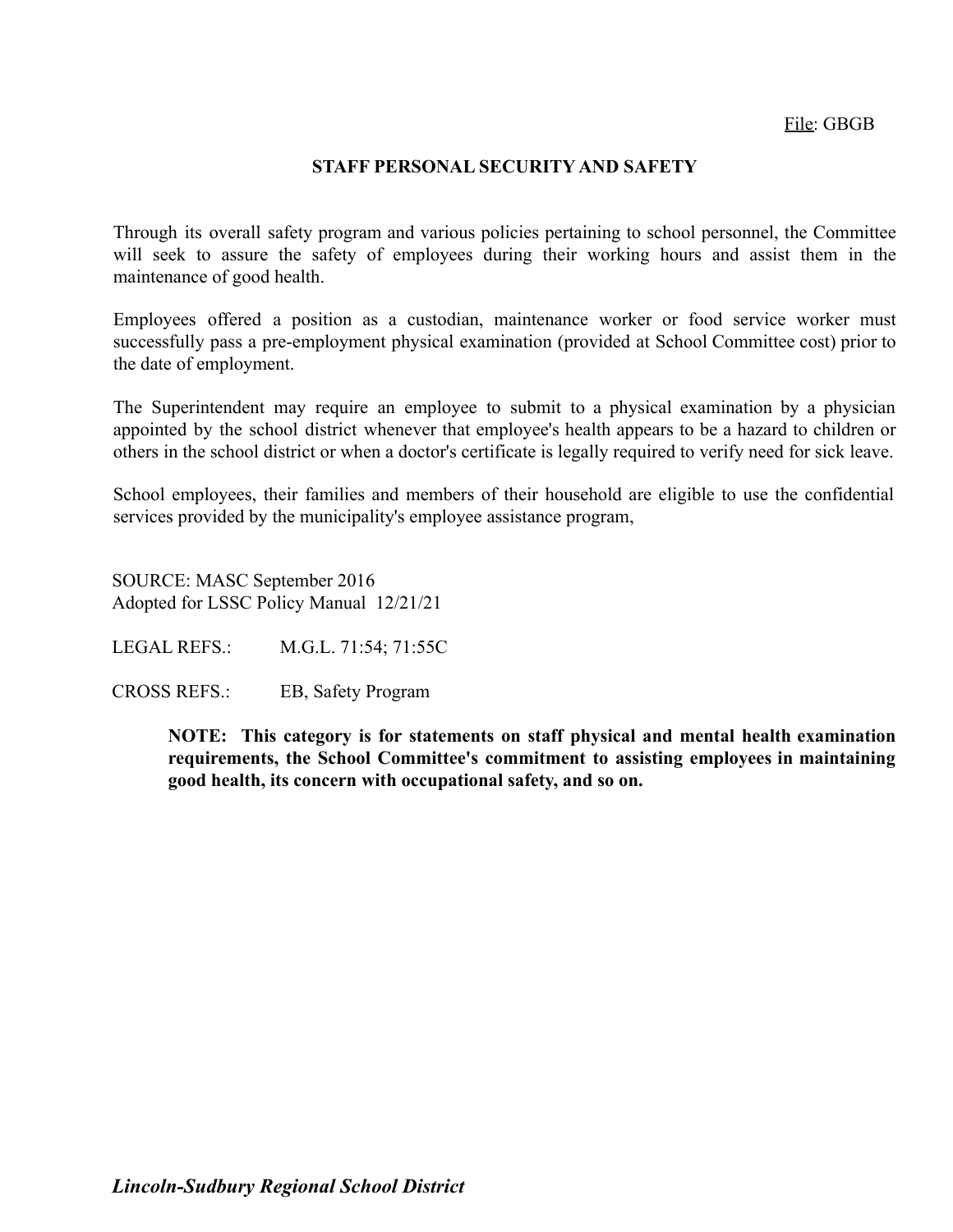File: GBGB

## STAFF PERSONAL SECURITY AND SAFETY

Through its overall safety program and various policies pertaining to school personnel, the Committee will seek to assure the safety of employees during their working hours and assist them in the maintenance of good health.

Employees offered a position as a custodian, maintenance worker or food service worker must successfully pass a pre-employment physical examination (provided at School Committee cost) prior to the date of employment.

The Superintendent may require an employee to submit to a physical examination by a physician appointed by the school district whenever that employee's health appears to be a hazard to children or others in the school district or when a doctor's certificate is legally required to verify need for sick leave.

School employees, their families and members of their household are eligible to use the confidential services provided by the municipality's employee assistance program,

SOURCE: MASC September 2016
Adopted for LSSC Policy Manual 12/21/21

LEGAL REFS.: M.G.L. 71:54; 71:55C

CROSS REFS.: EB, Safety Program

**NOTE: This category is for statements on staff physical and mental health examination requirements, the School Committee's commitment to assisting employees in maintaining good health, its concern with occupational safety, and so on.**

***Lincoln-Sudbury Regional School District***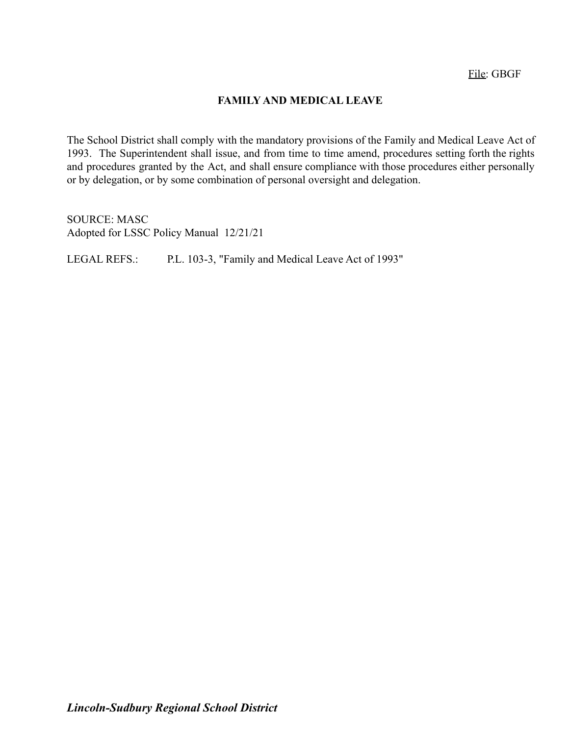File: GBGF

## FAMILY AND MEDICAL LEAVE

The School District shall comply with the mandatory provisions of the Family and Medical Leave Act of 1993. The Superintendent shall issue, and from time to time amend, procedures setting forth the rights and procedures granted by the Act, and shall ensure compliance with those procedures either personally or by delegation, or by some combination of personal oversight and delegation.

SOURCE: MASC
Adopted for LSSC Policy Manual 12/21/21

LEGAL REFS.: P.L. 103-3, "Family and Medical Leave Act of 1993"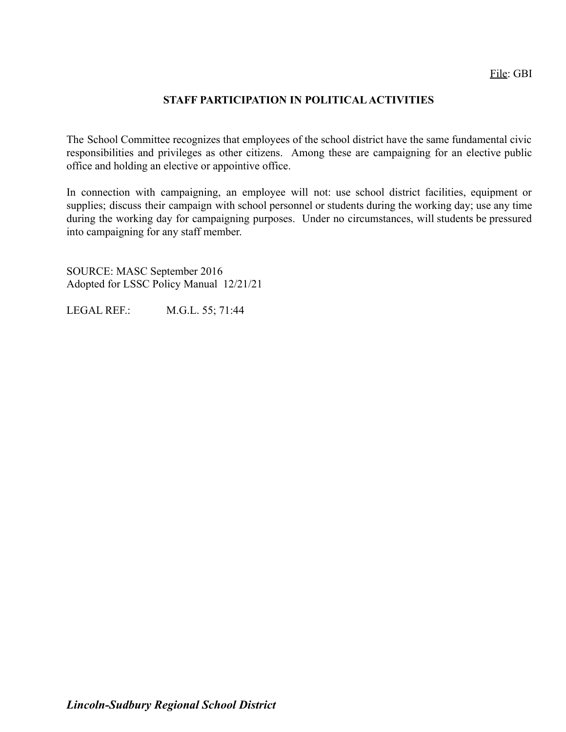File: GBI

## STAFF PARTICIPATION IN POLITICAL ACTIVITIES

The School Committee recognizes that employees of the school district have the same fundamental civic responsibilities and privileges as other citizens. Among these are campaigning for an elective public office and holding an elective or appointive office.

In connection with campaigning, an employee will not: use school district facilities, equipment or supplies; discuss their campaign with school personnel or students during the working day; use any time during the working day for campaigning purposes. Under no circumstances, will students be pressured into campaigning for any staff member.

SOURCE: MASC September 2016
Adopted for LSSC Policy Manual 12/21/21

LEGAL REF.: M.G.L. 55; 71:44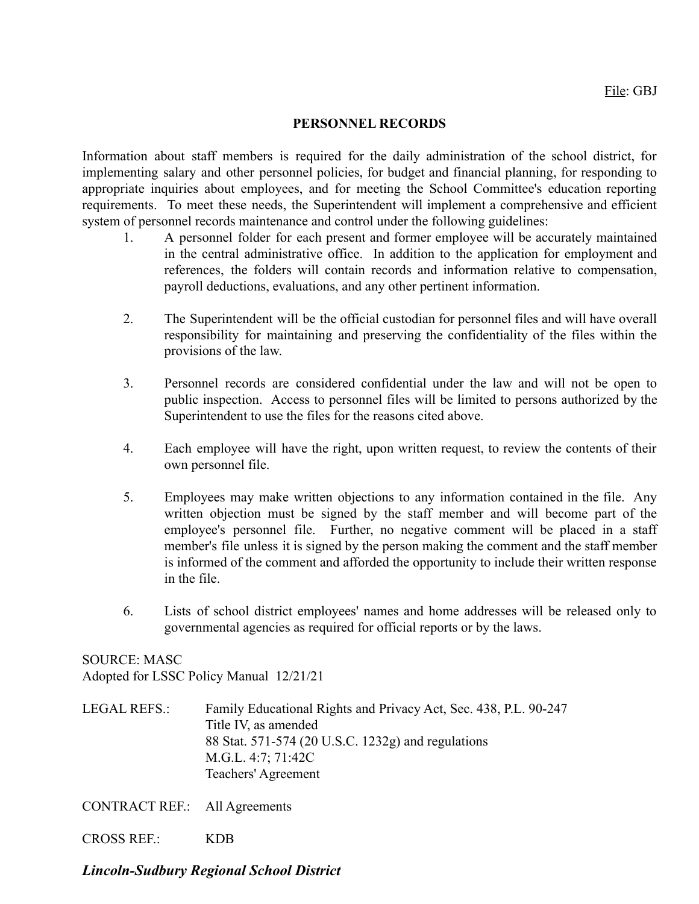File: GBJ

## PERSONNEL RECORDS

Information about staff members is required for the daily administration of the school district, for implementing salary and other personnel policies, for budget and financial planning, for responding to appropriate inquiries about employees, and for meeting the School Committee's education reporting requirements. To meet these needs, the Superintendent will implement a comprehensive and efficient system of personnel records maintenance and control under the following guidelines:

1. A personnel folder for each present and former employee will be accurately maintained in the central administrative office. In addition to the application for employment and references, the folders will contain records and information relative to compensation, payroll deductions, evaluations, and any other pertinent information.

2. The Superintendent will be the official custodian for personnel files and will have overall responsibility for maintaining and preserving the confidentiality of the files within the provisions of the law.

3. Personnel records are considered confidential under the law and will not be open to public inspection. Access to personnel files will be limited to persons authorized by the Superintendent to use the files for the reasons cited above.

4. Each employee will have the right, upon written request, to review the contents of their own personnel file.

5. Employees may make written objections to any information contained in the file. Any written objection must be signed by the staff member and will become part of the employee's personnel file. Further, no negative comment will be placed in a staff member's file unless it is signed by the person making the comment and the staff member is informed of the comment and afforded the opportunity to include their written response in the file.

6. Lists of school district employees' names and home addresses will be released only to governmental agencies as required for official reports or by the laws.

SOURCE: MASC
Adopted for LSSC Policy Manual 12/21/21

LEGAL REFS.: Family Educational Rights and Privacy Act, Sec. 438, P.L. 90-247
Title IV, as amended
88 Stat. 571-574 (20 U.S.C. 1232g) and regulations
M.G.L. 4:7; 71:42C
Teachers' Agreement

CONTRACT REF.: All Agreements

CROSS REF.: KDB

***Lincoln-Sudbury Regional School District***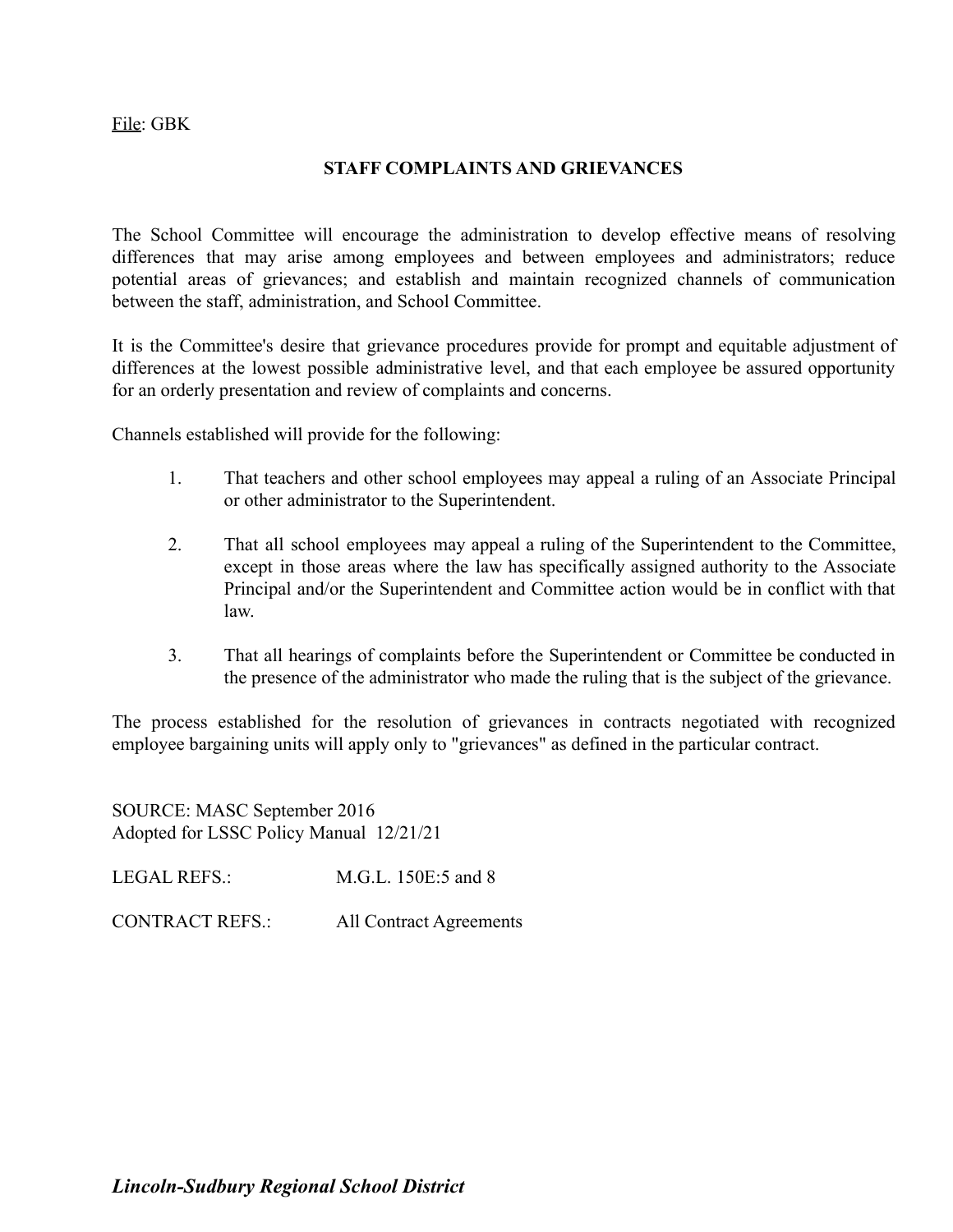File: GBK

## STAFF COMPLAINTS AND GRIEVANCES

The School Committee will encourage the administration to develop effective means of resolving differences that may arise among employees and between employees and administrators; reduce potential areas of grievances; and establish and maintain recognized channels of communication between the staff, administration, and School Committee.

It is the Committee's desire that grievance procedures provide for prompt and equitable adjustment of differences at the lowest possible administrative level, and that each employee be assured opportunity for an orderly presentation and review of complaints and concerns.

Channels established will provide for the following:

1. That teachers and other school employees may appeal a ruling of an Associate Principal or other administrator to the Superintendent.

2. That all school employees may appeal a ruling of the Superintendent to the Committee, except in those areas where the law has specifically assigned authority to the Associate Principal and/or the Superintendent and Committee action would be in conflict with that law.

3. That all hearings of complaints before the Superintendent or Committee be conducted in the presence of the administrator who made the ruling that is the subject of the grievance.

The process established for the resolution of grievances in contracts negotiated with recognized employee bargaining units will apply only to "grievances" as defined in the particular contract.

SOURCE: MASC September 2016
Adopted for LSSC Policy Manual 12/21/21

LEGAL REFS.: M.G.L. 150E:5 and 8

CONTRACT REFS.: All Contract Agreements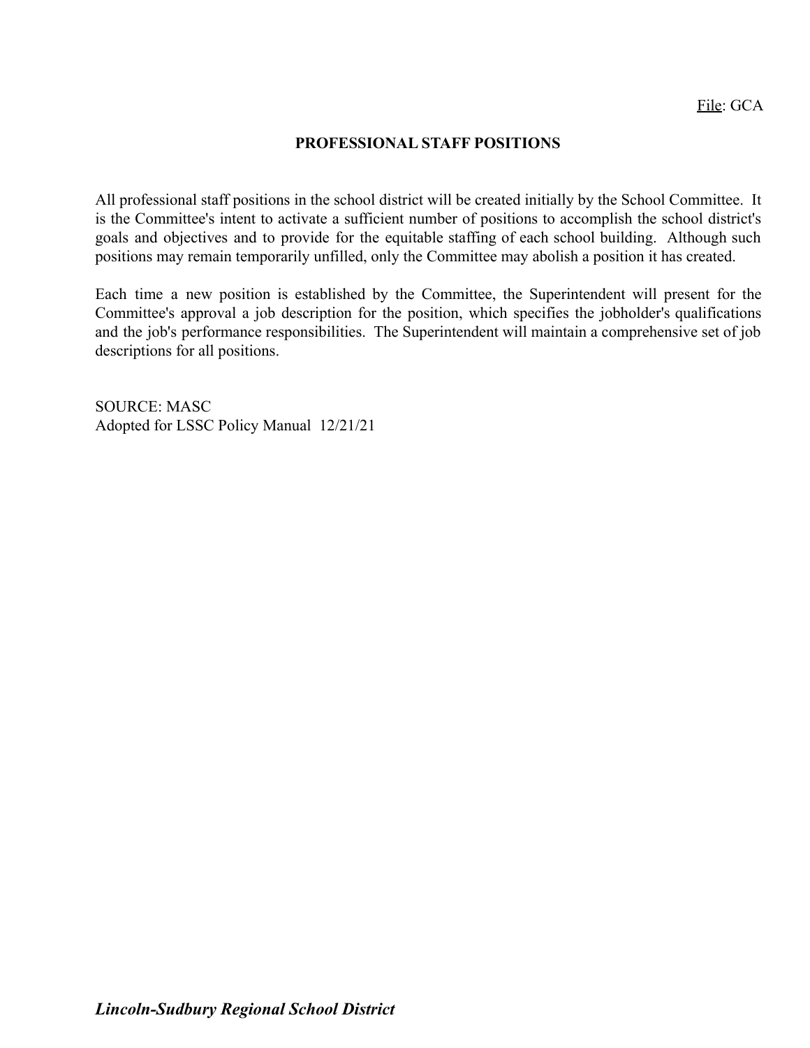File: GCA

# PROFESSIONAL STAFF POSITIONS

All professional staff positions in the school district will be created initially by the School Committee. It is the Committee's intent to activate a sufficient number of positions to accomplish the school district's goals and objectives and to provide for the equitable staffing of each school building. Although such positions may remain temporarily unfilled, only the Committee may abolish a position it has created.

Each time a new position is established by the Committee, the Superintendent will present for the Committee's approval a job description for the position, which specifies the jobholder's qualifications and the job's performance responsibilities. The Superintendent will maintain a comprehensive set of job descriptions for all positions.

SOURCE: MASC
Adopted for LSSC Policy Manual 12/21/21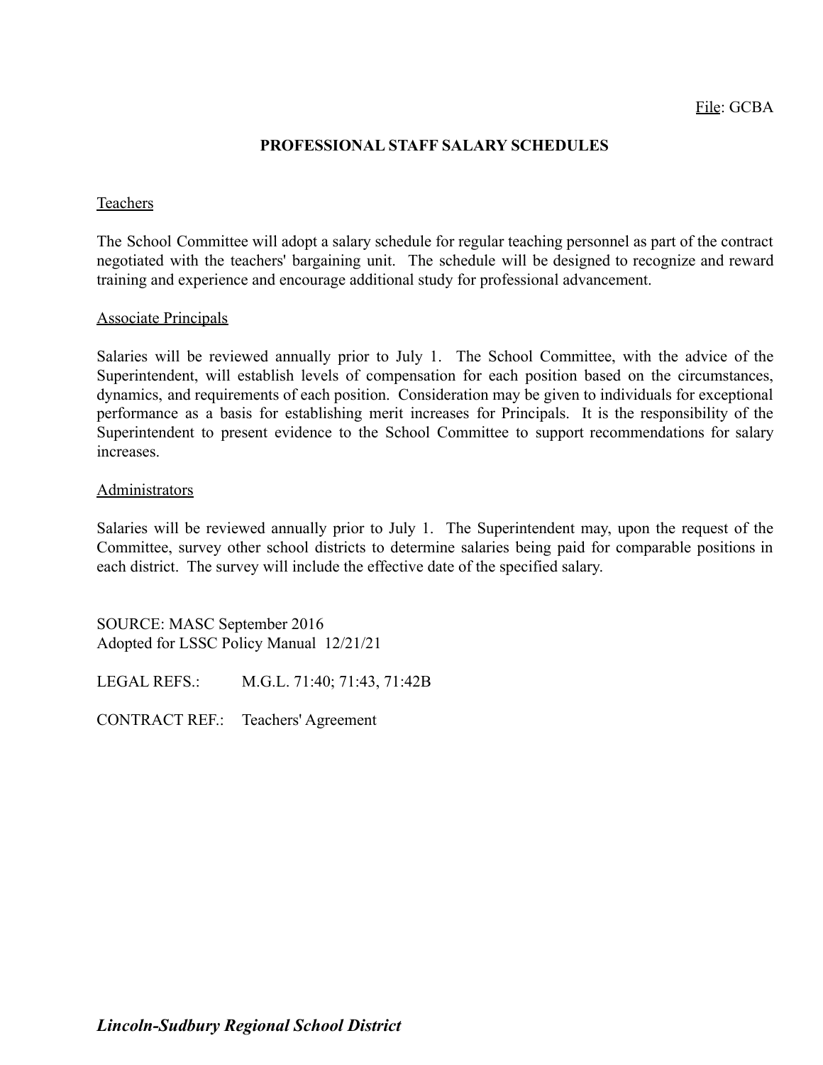File: GCBA

## PROFESSIONAL STAFF SALARY SCHEDULES

### Teachers

The School Committee will adopt a salary schedule for regular teaching personnel as part of the contract negotiated with the teachers' bargaining unit. The schedule will be designed to recognize and reward training and experience and encourage additional study for professional advancement.

### Associate Principals

Salaries will be reviewed annually prior to July 1. The School Committee, with the advice of the Superintendent, will establish levels of compensation for each position based on the circumstances, dynamics, and requirements of each position. Consideration may be given to individuals for exceptional performance as a basis for establishing merit increases for Principals. It is the responsibility of the Superintendent to present evidence to the School Committee to support recommendations for salary increases.

### Administrators

Salaries will be reviewed annually prior to July 1. The Superintendent may, upon the request of the Committee, survey other school districts to determine salaries being paid for comparable positions in each district. The survey will include the effective date of the specified salary.

SOURCE: MASC September 2016
Adopted for LSSC Policy Manual 12/21/21

LEGAL REFS.: M.G.L. 71:40; 71:43, 71:42B

CONTRACT REF.: Teachers' Agreement

***Lincoln-Sudbury Regional School District***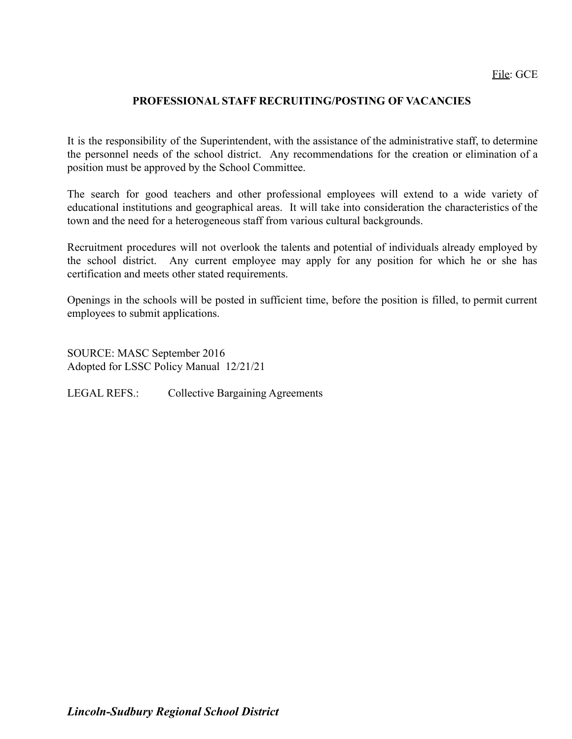File: GCE

## PROFESSIONAL STAFF RECRUITING/POSTING OF VACANCIES

It is the responsibility of the Superintendent, with the assistance of the administrative staff, to determine the personnel needs of the school district. Any recommendations for the creation or elimination of a position must be approved by the School Committee.

The search for good teachers and other professional employees will extend to a wide variety of educational institutions and geographical areas. It will take into consideration the characteristics of the town and the need for a heterogeneous staff from various cultural backgrounds.

Recruitment procedures will not overlook the talents and potential of individuals already employed by the school district. Any current employee may apply for any position for which he or she has certification and meets other stated requirements.

Openings in the schools will be posted in sufficient time, before the position is filled, to permit current employees to submit applications.

SOURCE: MASC September 2016
Adopted for LSSC Policy Manual 12/21/21

LEGAL REFS.: Collective Bargaining Agreements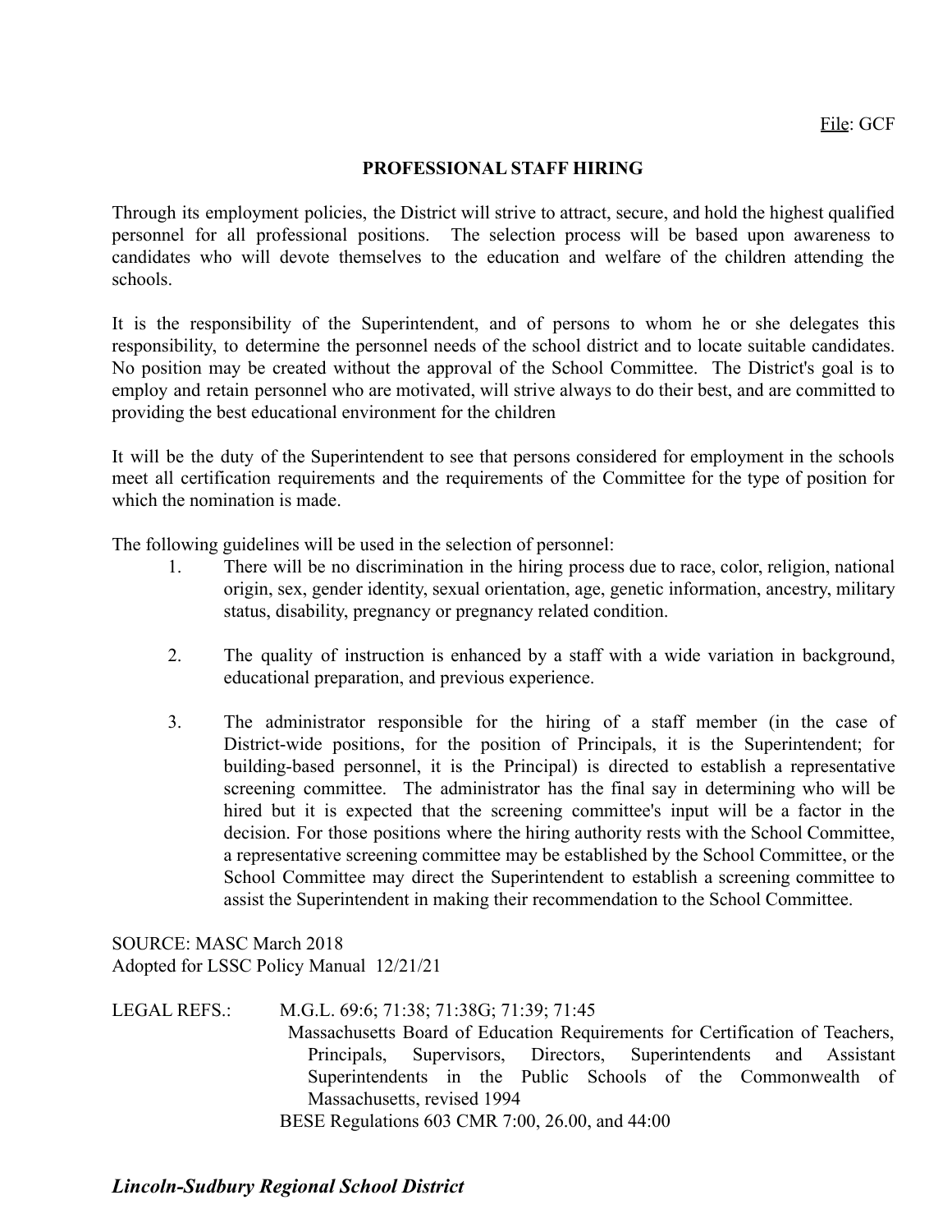File: GCF

## PROFESSIONAL STAFF HIRING

Through its employment policies, the District will strive to attract, secure, and hold the highest qualified personnel for all professional positions. The selection process will be based upon awareness to candidates who will devote themselves to the education and welfare of the children attending the schools.

It is the responsibility of the Superintendent, and of persons to whom he or she delegates this responsibility, to determine the personnel needs of the school district and to locate suitable candidates. No position may be created without the approval of the School Committee. The District's goal is to employ and retain personnel who are motivated, will strive always to do their best, and are committed to providing the best educational environment for the children

It will be the duty of the Superintendent to see that persons considered for employment in the schools meet all certification requirements and the requirements of the Committee for the type of position for which the nomination is made.

The following guidelines will be used in the selection of personnel:

1. There will be no discrimination in the hiring process due to race, color, religion, national origin, sex, gender identity, sexual orientation, age, genetic information, ancestry, military status, disability, pregnancy or pregnancy related condition.

2. The quality of instruction is enhanced by a staff with a wide variation in background, educational preparation, and previous experience.

3. The administrator responsible for the hiring of a staff member (in the case of District-wide positions, for the position of Principals, it is the Superintendent; for building-based personnel, it is the Principal) is directed to establish a representative screening committee. The administrator has the final say in determining who will be hired but it is expected that the screening committee's input will be a factor in the decision. For those positions where the hiring authority rests with the School Committee, a representative screening committee may be established by the School Committee, or the School Committee may direct the Superintendent to establish a screening committee to assist the Superintendent in making their recommendation to the School Committee.

SOURCE: MASC March 2018
Adopted for LSSC Policy Manual 12/21/21

LEGAL REFS.: M.G.L. 69:6; 71:38; 71:38G; 71:39; 71:45
Massachusetts Board of Education Requirements for Certification of Teachers, Principals, Supervisors, Directors, Superintendents and Assistant Superintendents in the Public Schools of the Commonwealth of Massachusetts, revised 1994
BESE Regulations 603 CMR 7:00, 26.00, and 44:00

***Lincoln-Sudbury Regional School District***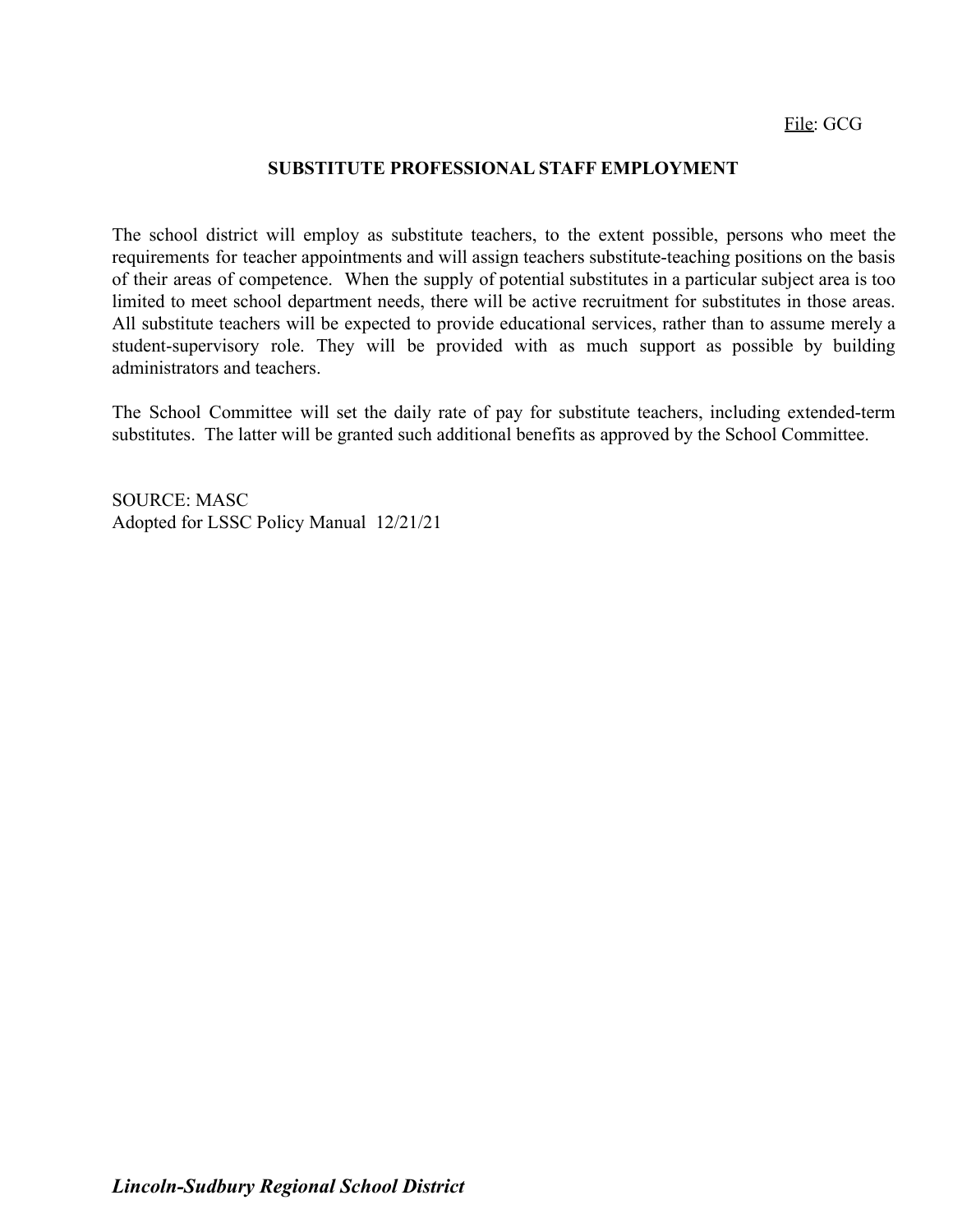File: GCG

# SUBSTITUTE PROFESSIONAL STAFF EMPLOYMENT

The school district will employ as substitute teachers, to the extent possible, persons who meet the requirements for teacher appointments and will assign teachers substitute-teaching positions on the basis of their areas of competence. When the supply of potential substitutes in a particular subject area is too limited to meet school department needs, there will be active recruitment for substitutes in those areas. All substitute teachers will be expected to provide educational services, rather than to assume merely a student-supervisory role. They will be provided with as much support as possible by building administrators and teachers.

The School Committee will set the daily rate of pay for substitute teachers, including extended-term substitutes. The latter will be granted such additional benefits as approved by the School Committee.

SOURCE: MASC
Adopted for LSSC Policy Manual 12/21/21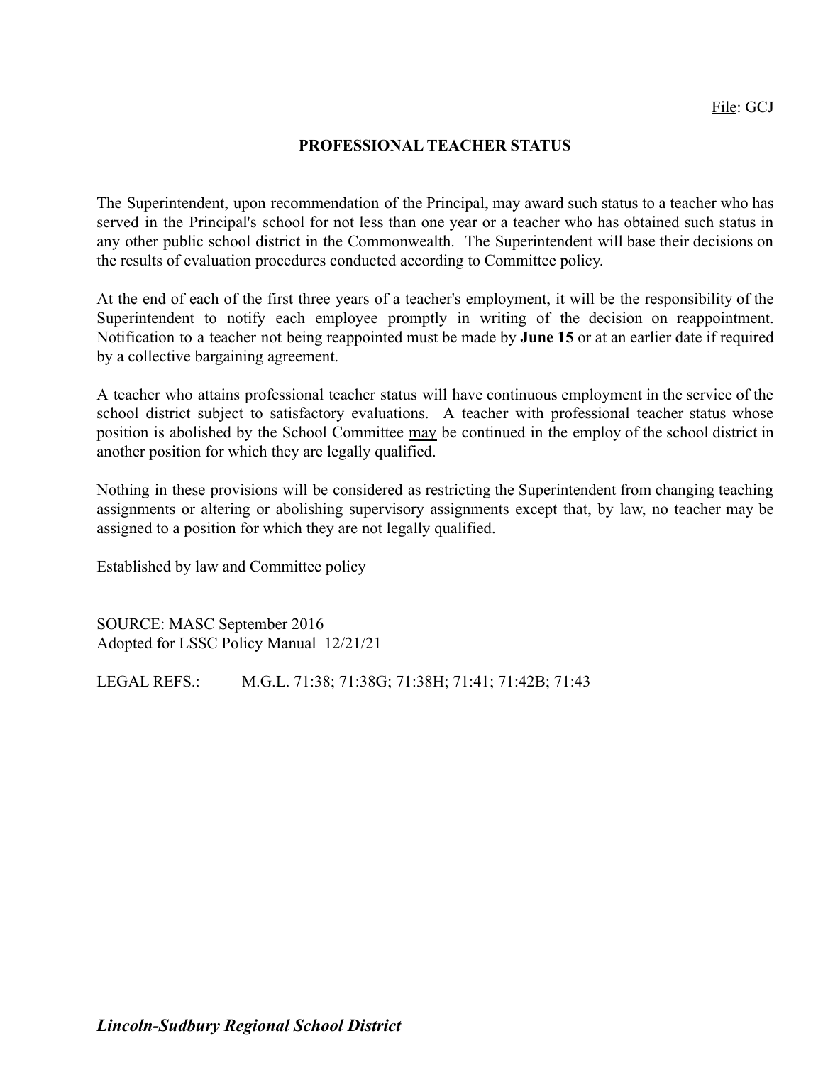File: GCJ

## PROFESSIONAL TEACHER STATUS

The Superintendent, upon recommendation of the Principal, may award such status to a teacher who has served in the Principal's school for not less than one year or a teacher who has obtained such status in any other public school district in the Commonwealth. The Superintendent will base their decisions on the results of evaluation procedures conducted according to Committee policy.

At the end of each of the first three years of a teacher's employment, it will be the responsibility of the Superintendent to notify each employee promptly in writing of the decision on reappointment. Notification to a teacher not being reappointed must be made by **June 15** or at an earlier date if required by a collective bargaining agreement.

A teacher who attains professional teacher status will have continuous employment in the service of the school district subject to satisfactory evaluations. A teacher with professional teacher status whose position is abolished by the School Committee may be continued in the employ of the school district in another position for which they are legally qualified.

Nothing in these provisions will be considered as restricting the Superintendent from changing teaching assignments or altering or abolishing supervisory assignments except that, by law, no teacher may be assigned to a position for which they are not legally qualified.

Established by law and Committee policy

SOURCE: MASC September 2016
Adopted for LSSC Policy Manual 12/21/21

LEGAL REFS.: M.G.L. 71:38; 71:38G; 71:38H; 71:41; 71:42B; 71:43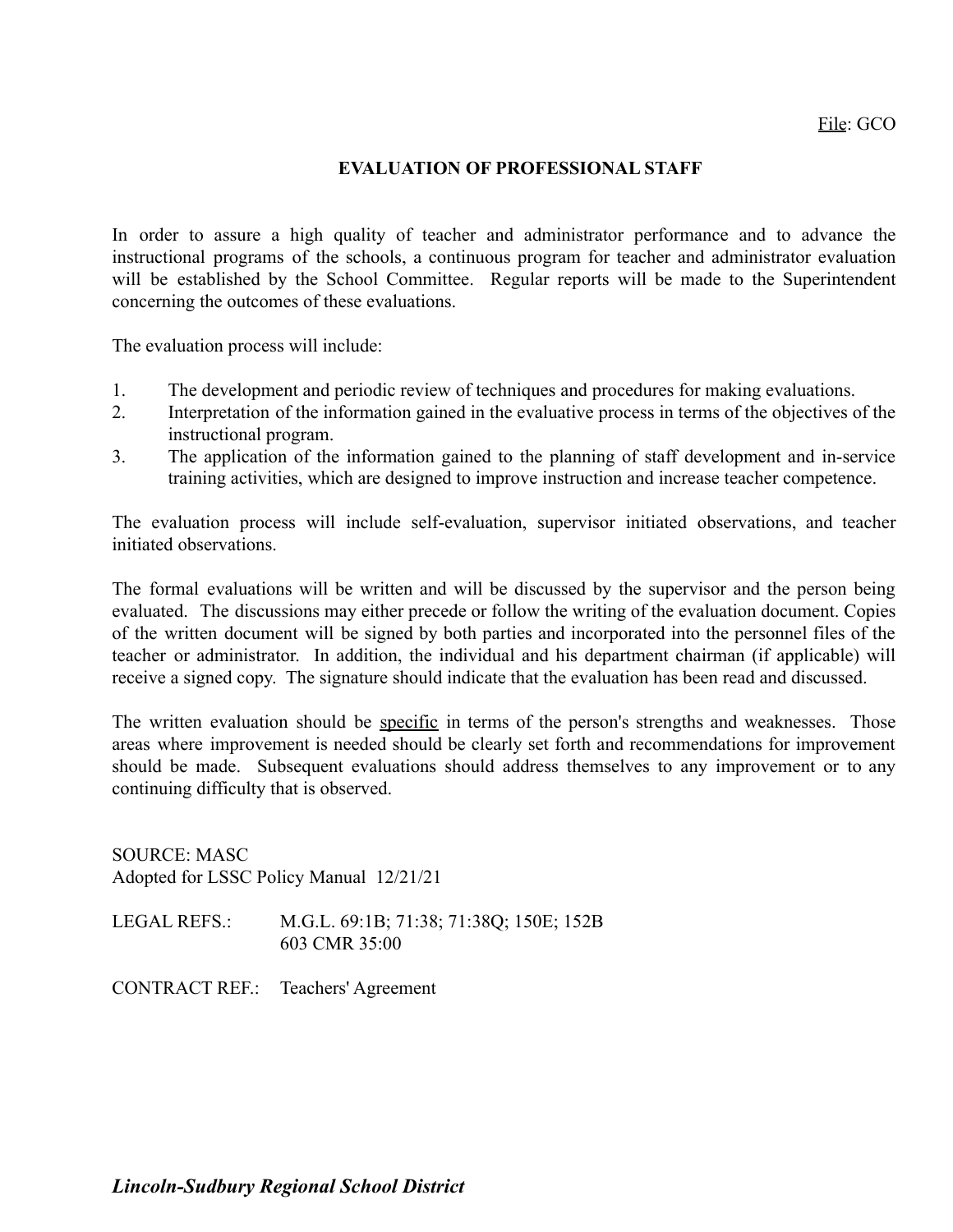File: GCO

# EVALUATION OF PROFESSIONAL STAFF

In order to assure a high quality of teacher and administrator performance and to advance the instructional programs of the schools, a continuous program for teacher and administrator evaluation will be established by the School Committee. Regular reports will be made to the Superintendent concerning the outcomes of these evaluations.

The evaluation process will include:

1. The development and periodic review of techniques and procedures for making evaluations.
2. Interpretation of the information gained in the evaluative process in terms of the objectives of the instructional program.
3. The application of the information gained to the planning of staff development and in-service training activities, which are designed to improve instruction and increase teacher competence.

The evaluation process will include self-evaluation, supervisor initiated observations, and teacher initiated observations.

The formal evaluations will be written and will be discussed by the supervisor and the person being evaluated. The discussions may either precede or follow the writing of the evaluation document. Copies of the written document will be signed by both parties and incorporated into the personnel files of the teacher or administrator. In addition, the individual and his department chairman (if applicable) will receive a signed copy. The signature should indicate that the evaluation has been read and discussed.

The written evaluation should be <u>specific</u> in terms of the person's strengths and weaknesses. Those areas where improvement is needed should be clearly set forth and recommendations for improvement should be made. Subsequent evaluations should address themselves to any improvement or to any continuing difficulty that is observed.

SOURCE: MASC
Adopted for LSSC Policy Manual 12/21/21

LEGAL REFS.: M.G.L. 69:1B; 71:38; 71:38Q; 150E; 152B
603 CMR 35:00

CONTRACT REF.: Teachers' Agreement

***Lincoln-Sudbury Regional School District***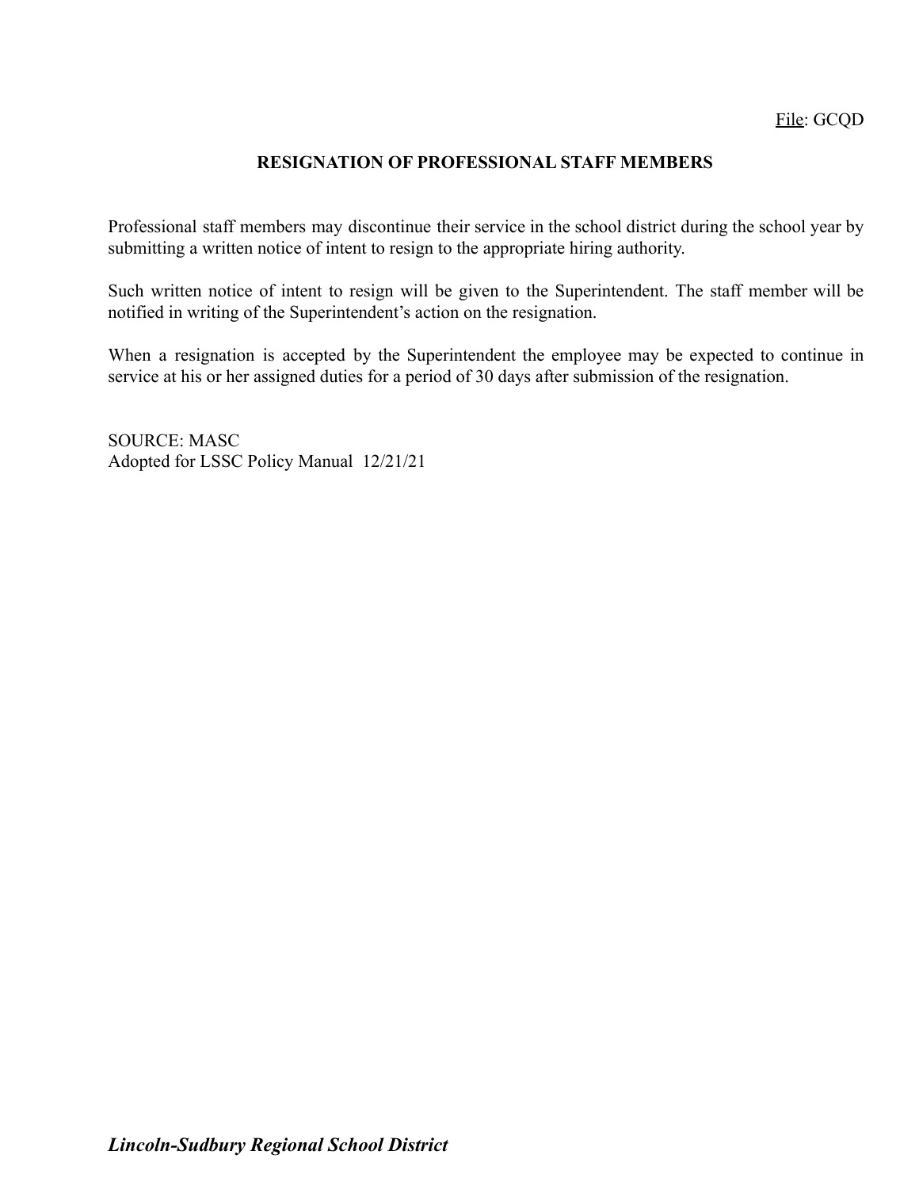File: GCQD

## RESIGNATION OF PROFESSIONAL STAFF MEMBERS

Professional staff members may discontinue their service in the school district during the school year by submitting a written notice of intent to resign to the appropriate hiring authority.

Such written notice of intent to resign will be given to the Superintendent. The staff member will be notified in writing of the Superintendent's action on the resignation.

When a resignation is accepted by the Superintendent the employee may be expected to continue in service at his or her assigned duties for a period of 30 days after submission of the resignation.

SOURCE: MASC
Adopted for LSSC Policy Manual 12/21/21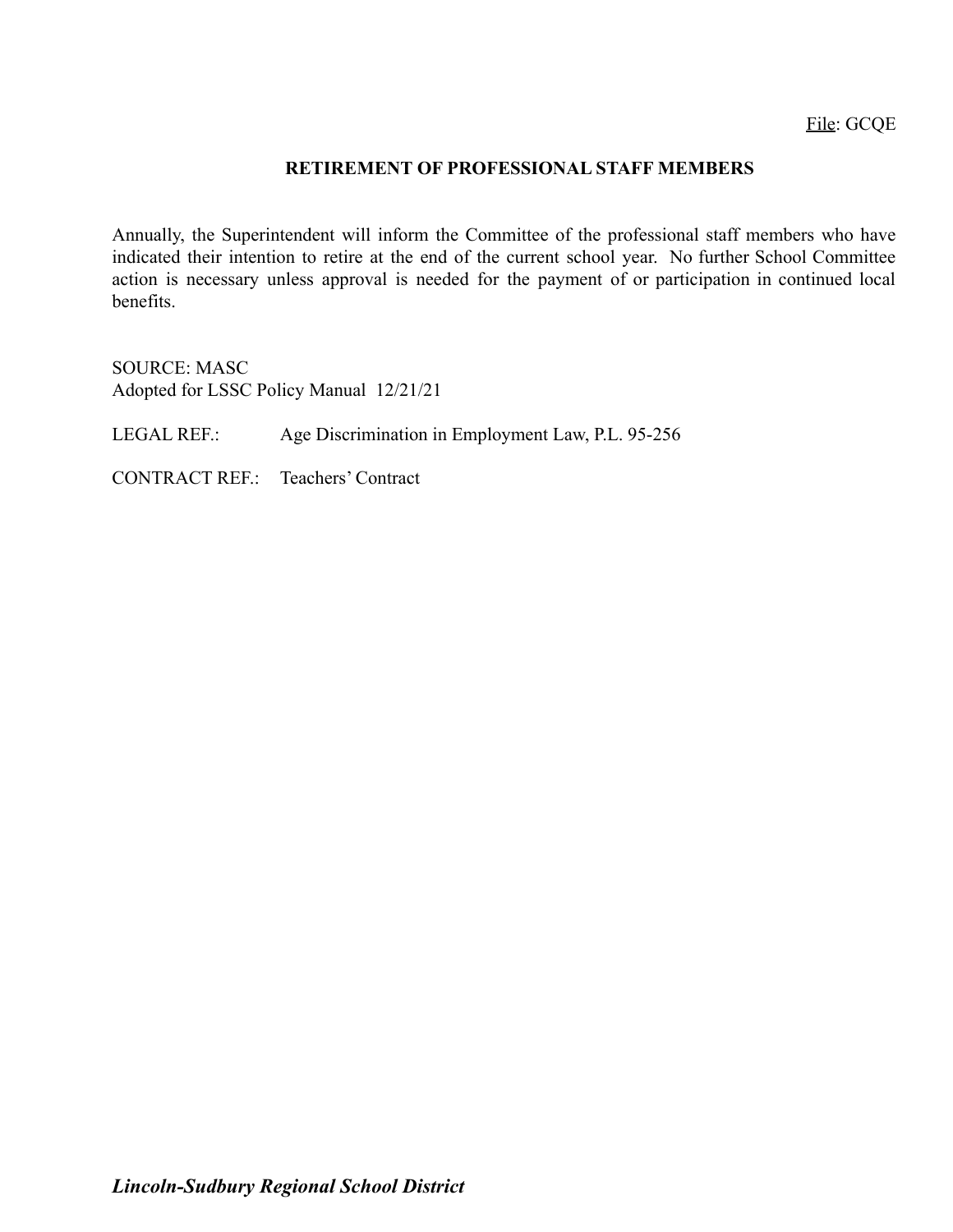File: GCQE

## RETIREMENT OF PROFESSIONAL STAFF MEMBERS

Annually, the Superintendent will inform the Committee of the professional staff members who have indicated their intention to retire at the end of the current school year. No further School Committee action is necessary unless approval is needed for the payment of or participation in continued local benefits.

SOURCE: MASC
Adopted for LSSC Policy Manual 12/21/21

LEGAL REF.: Age Discrimination in Employment Law, P.L. 95-256

CONTRACT REF.: Teachers' Contract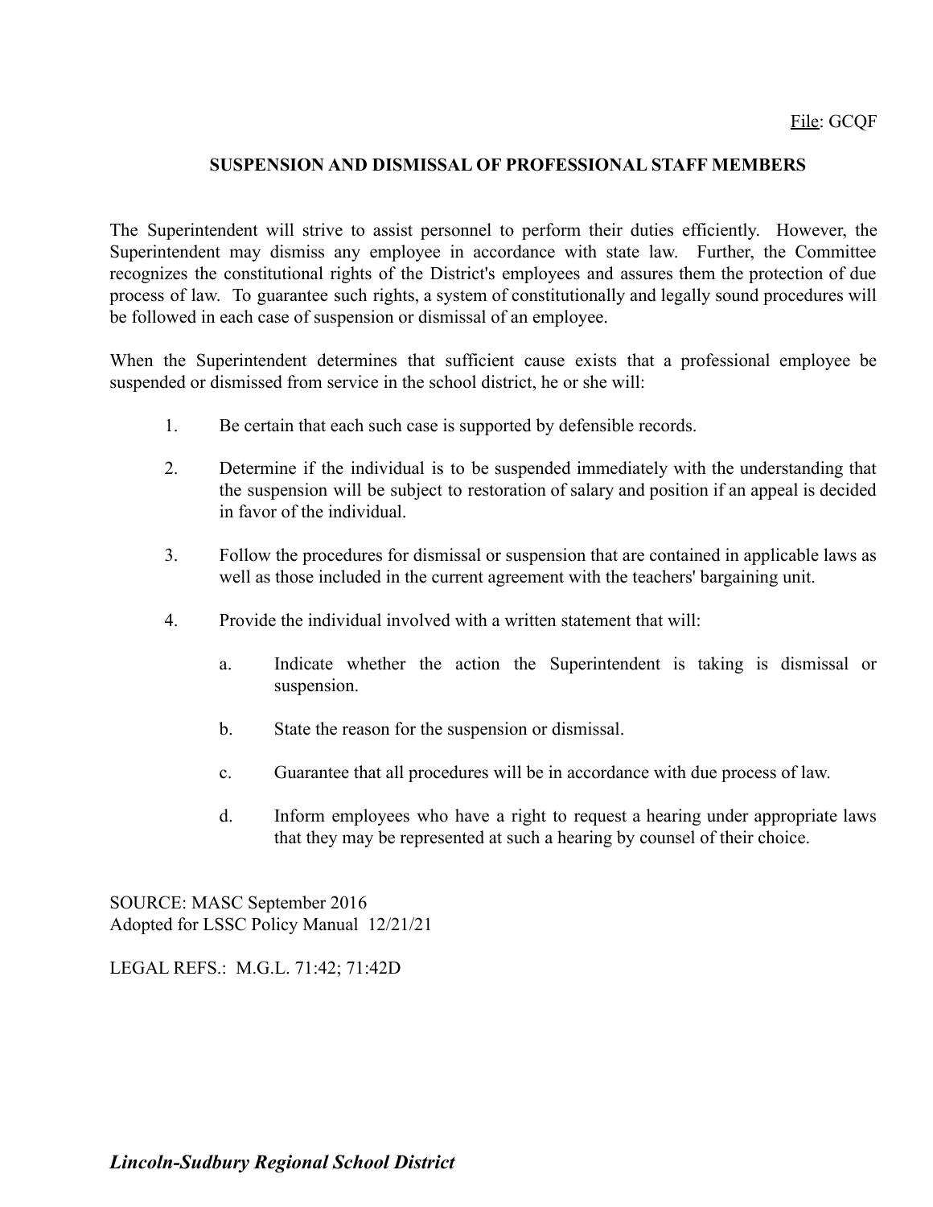File: GCQF

## SUSPENSION AND DISMISSAL OF PROFESSIONAL STAFF MEMBERS

The Superintendent will strive to assist personnel to perform their duties efficiently. However, the Superintendent may dismiss any employee in accordance with state law. Further, the Committee recognizes the constitutional rights of the District's employees and assures them the protection of due process of law. To guarantee such rights, a system of constitutionally and legally sound procedures will be followed in each case of suspension or dismissal of an employee.

When the Superintendent determines that sufficient cause exists that a professional employee be suspended or dismissed from service in the school district, he or she will:

1. Be certain that each such case is supported by defensible records.

2. Determine if the individual is to be suspended immediately with the understanding that the suspension will be subject to restoration of salary and position if an appeal is decided in favor of the individual.

3. Follow the procedures for dismissal or suspension that are contained in applicable laws as well as those included in the current agreement with the teachers' bargaining unit.

4. Provide the individual involved with a written statement that will:

   a. Indicate whether the action the Superintendent is taking is dismissal or suspension.

   b. State the reason for the suspension or dismissal.

   c. Guarantee that all procedures will be in accordance with due process of law.

   d. Inform employees who have a right to request a hearing under appropriate laws that they may be represented at such a hearing by counsel of their choice.

SOURCE: MASC September 2016
Adopted for LSSC Policy Manual 12/21/21

LEGAL REFS.: M.G.L. 71:42; 71:42D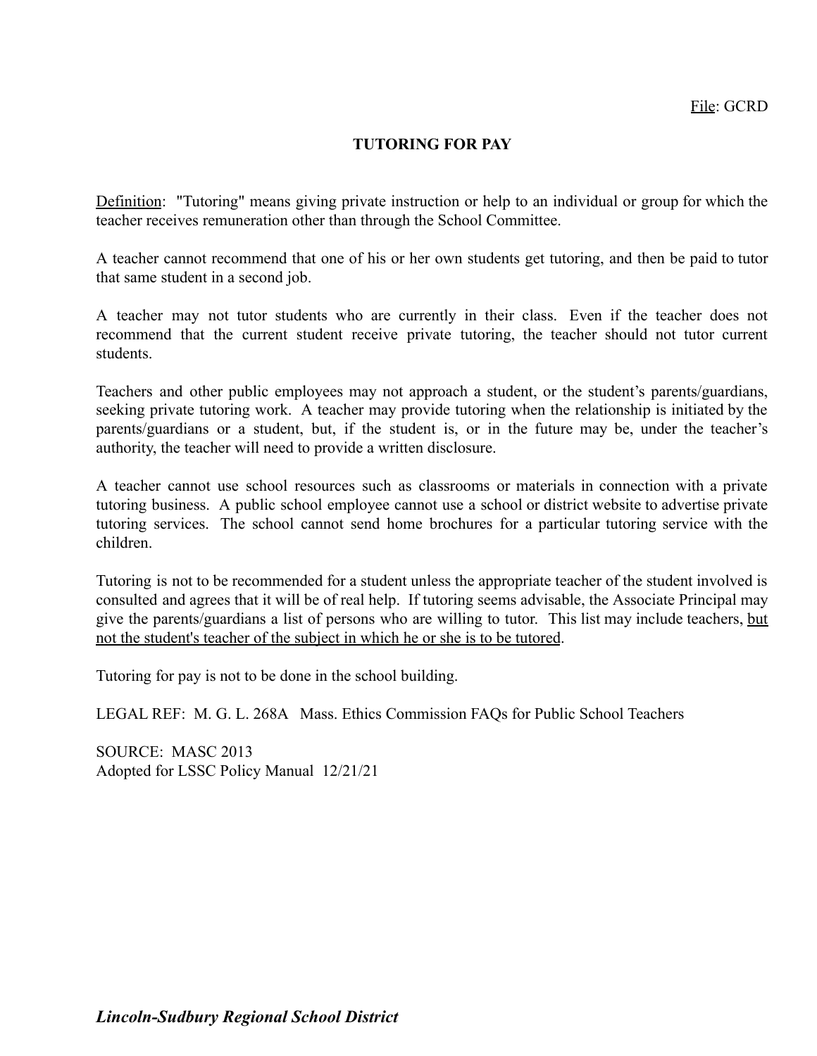File: GCRD

# TUTORING FOR PAY

Definition: "Tutoring" means giving private instruction or help to an individual or group for which the teacher receives remuneration other than through the School Committee.

A teacher cannot recommend that one of his or her own students get tutoring, and then be paid to tutor that same student in a second job.

A teacher may not tutor students who are currently in their class. Even if the teacher does not recommend that the current student receive private tutoring, the teacher should not tutor current students.

Teachers and other public employees may not approach a student, or the student's parents/guardians, seeking private tutoring work. A teacher may provide tutoring when the relationship is initiated by the parents/guardians or a student, but, if the student is, or in the future may be, under the teacher's authority, the teacher will need to provide a written disclosure.

A teacher cannot use school resources such as classrooms or materials in connection with a private tutoring business. A public school employee cannot use a school or district website to advertise private tutoring services. The school cannot send home brochures for a particular tutoring service with the children.

Tutoring is not to be recommended for a student unless the appropriate teacher of the student involved is consulted and agrees that it will be of real help. If tutoring seems advisable, the Associate Principal may give the parents/guardians a list of persons who are willing to tutor. This list may include teachers, <u>but not the student's teacher of the subject in which he or she is to be tutored</u>.

Tutoring for pay is not to be done in the school building.

LEGAL REF: M. G. L. 268A Mass. Ethics Commission FAQs for Public School Teachers

SOURCE: MASC 2013
Adopted for LSSC Policy Manual 12/21/21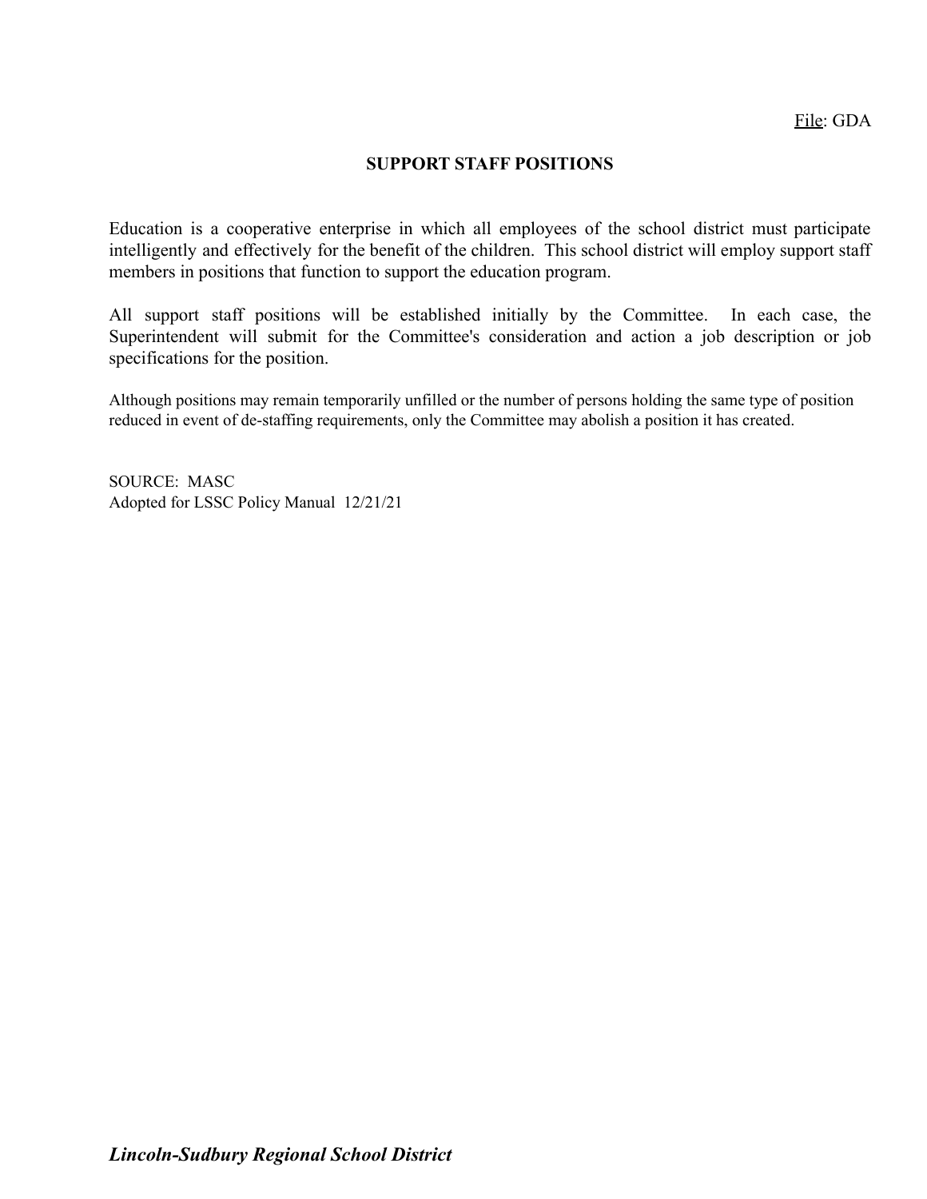File: GDA

# SUPPORT STAFF POSITIONS

Education is a cooperative enterprise in which all employees of the school district must participate intelligently and effectively for the benefit of the children. This school district will employ support staff members in positions that function to support the education program.

All support staff positions will be established initially by the Committee. In each case, the Superintendent will submit for the Committee's consideration and action a job description or job specifications for the position.

Although positions may remain temporarily unfilled or the number of persons holding the same type of position reduced in event of de-staffing requirements, only the Committee may abolish a position it has created.

SOURCE: MASC
Adopted for LSSC Policy Manual 12/21/21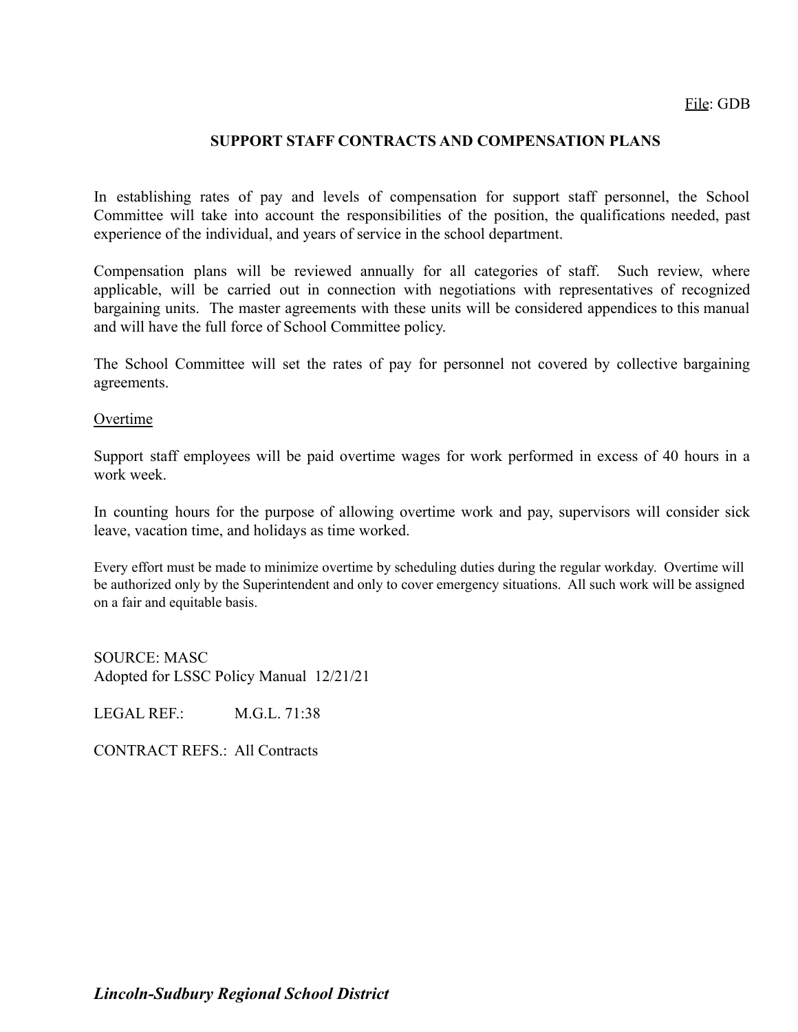File: GDB

## SUPPORT STAFF CONTRACTS AND COMPENSATION PLANS

In establishing rates of pay and levels of compensation for support staff personnel, the School Committee will take into account the responsibilities of the position, the qualifications needed, past experience of the individual, and years of service in the school department.

Compensation plans will be reviewed annually for all categories of staff. Such review, where applicable, will be carried out in connection with negotiations with representatives of recognized bargaining units. The master agreements with these units will be considered appendices to this manual and will have the full force of School Committee policy.

The School Committee will set the rates of pay for personnel not covered by collective bargaining agreements.

### Overtime

Support staff employees will be paid overtime wages for work performed in excess of 40 hours in a work week.

In counting hours for the purpose of allowing overtime work and pay, supervisors will consider sick leave, vacation time, and holidays as time worked.

Every effort must be made to minimize overtime by scheduling duties during the regular workday. Overtime will be authorized only by the Superintendent and only to cover emergency situations. All such work will be assigned on a fair and equitable basis.

SOURCE: MASC
Adopted for LSSC Policy Manual 12/21/21

LEGAL REF.: M.G.L. 71:38

CONTRACT REFS.: All Contracts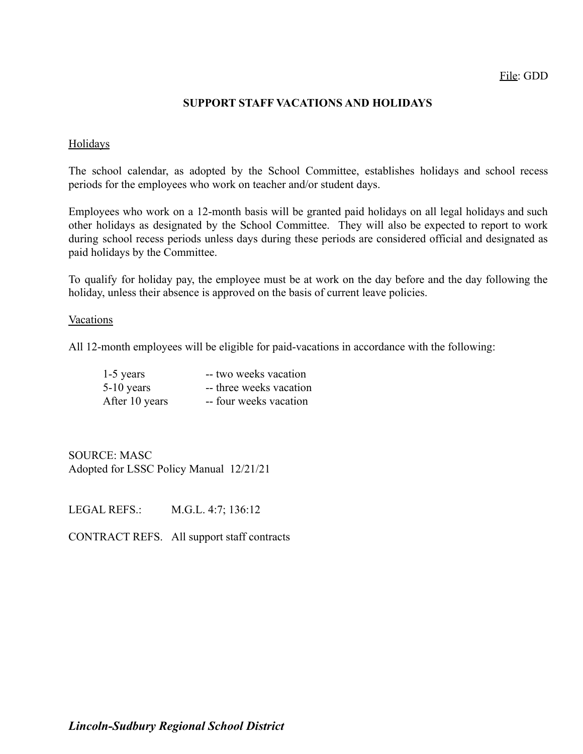File: GDD

# SUPPORT STAFF VACATIONS AND HOLIDAYS

## Holidays

The school calendar, as adopted by the School Committee, establishes holidays and school recess periods for the employees who work on teacher and/or student days.

Employees who work on a 12-month basis will be granted paid holidays on all legal holidays and such other holidays as designated by the School Committee. They will also be expected to report to work during school recess periods unless days during these periods are considered official and designated as paid holidays by the Committee.

To qualify for holiday pay, the employee must be at work on the day before and the day following the holiday, unless their absence is approved on the basis of current leave policies.

## Vacations

All 12-month employees will be eligible for paid-vacations in accordance with the following:

| | |
|---|---|
| 1-5 years | -- two weeks vacation |
| 5-10 years | -- three weeks vacation |
| After 10 years | -- four weeks vacation |

SOURCE: MASC
Adopted for LSSC Policy Manual 12/21/21

LEGAL REFS.: M.G.L. 4:7; 136:12

CONTRACT REFS. All support staff contracts

***Lincoln-Sudbury Regional School District***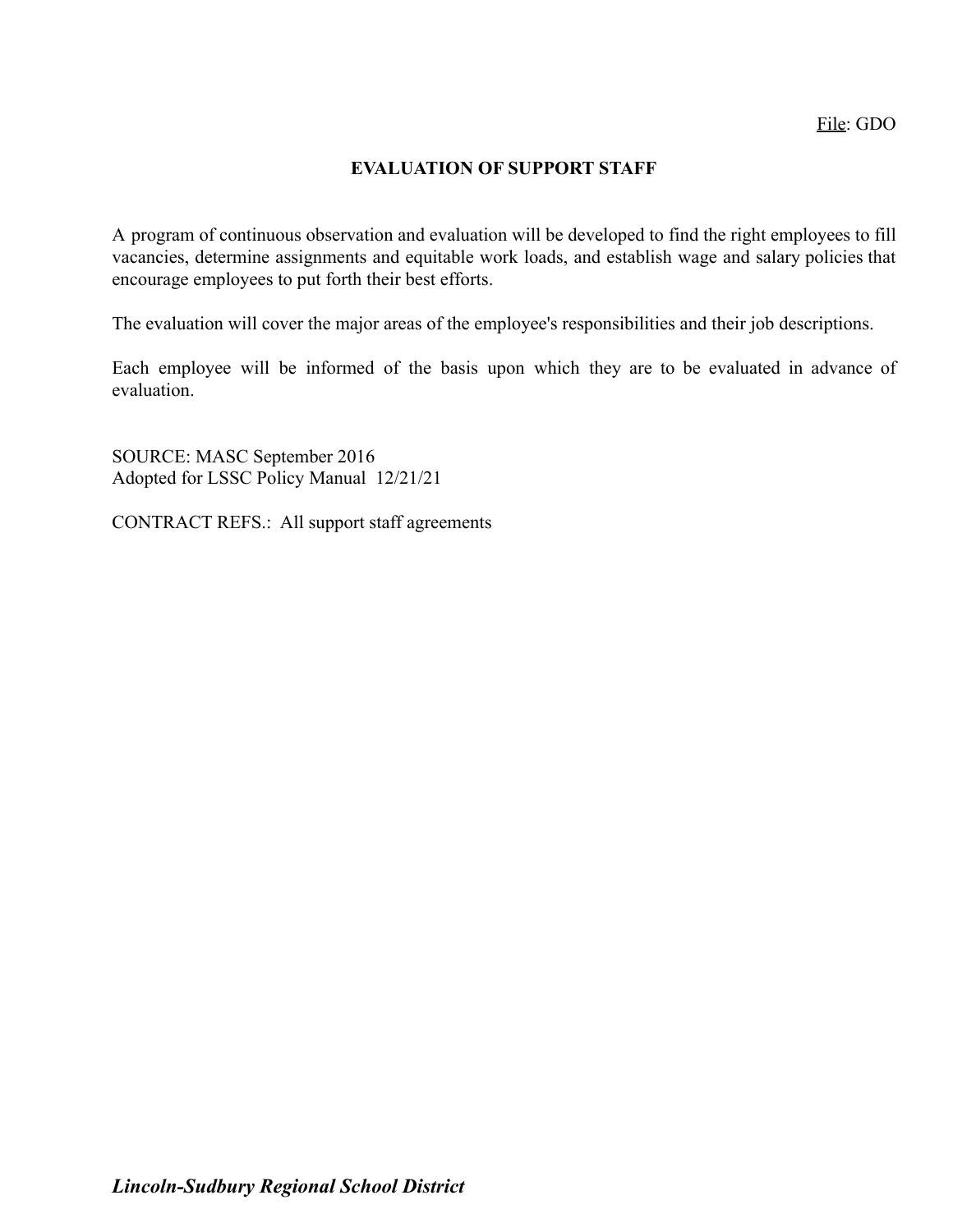File: GDO

# EVALUATION OF SUPPORT STAFF

A program of continuous observation and evaluation will be developed to find the right employees to fill vacancies, determine assignments and equitable work loads, and establish wage and salary policies that encourage employees to put forth their best efforts.

The evaluation will cover the major areas of the employee's responsibilities and their job descriptions.

Each employee will be informed of the basis upon which they are to be evaluated in advance of evaluation.

SOURCE: MASC September 2016
Adopted for LSSC Policy Manual 12/21/21

CONTRACT REFS.: All support staff agreements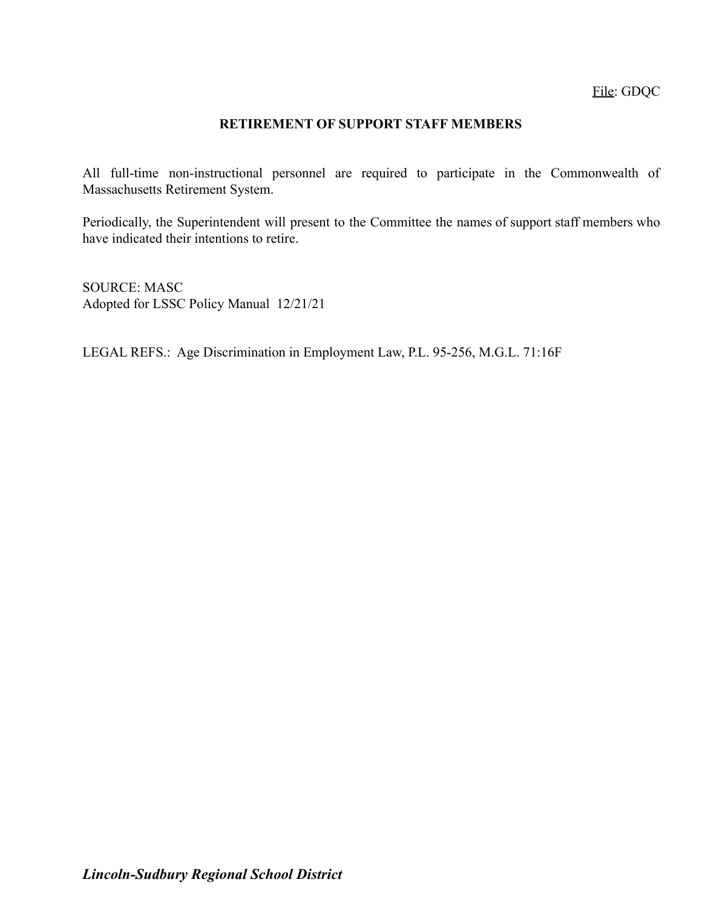File: GDQC

# RETIREMENT OF SUPPORT STAFF MEMBERS

All full-time non-instructional personnel are required to participate in the Commonwealth of Massachusetts Retirement System.

Periodically, the Superintendent will present to the Committee the names of support staff members who have indicated their intentions to retire.

SOURCE: MASC
Adopted for LSSC Policy Manual 12/21/21

LEGAL REFS.: Age Discrimination in Employment Law, P.L. 95-256, M.G.L. 71:16F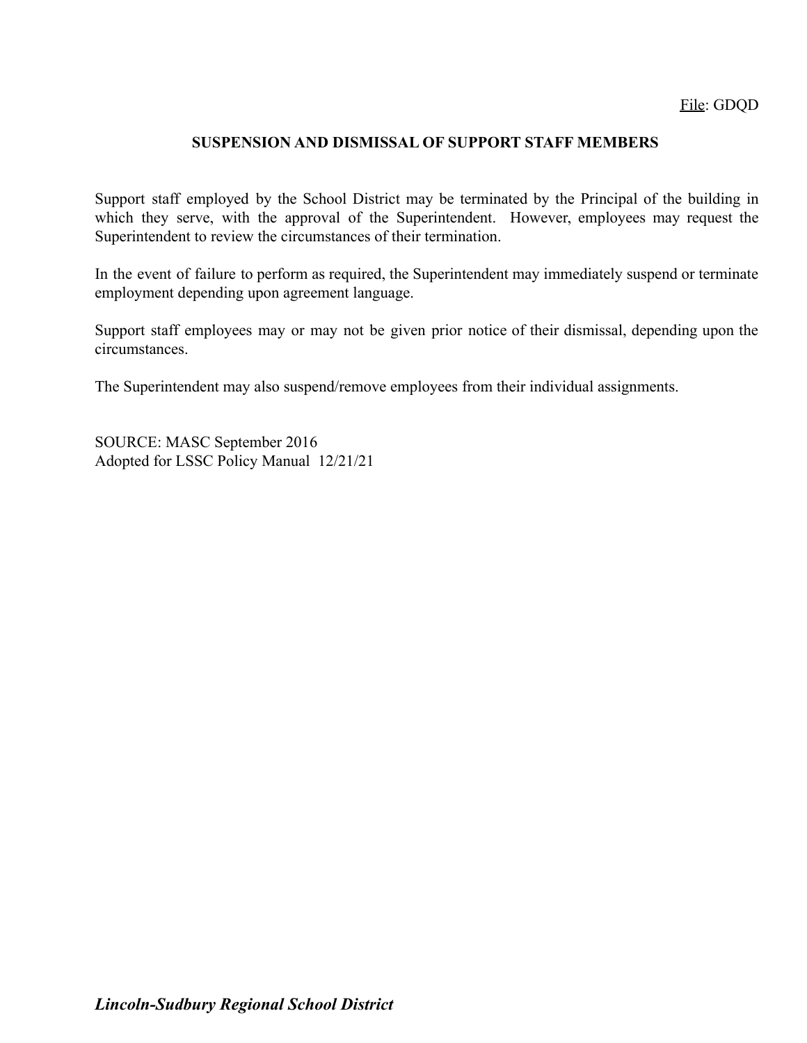File: GDQD

## SUSPENSION AND DISMISSAL OF SUPPORT STAFF MEMBERS

Support staff employed by the School District may be terminated by the Principal of the building in which they serve, with the approval of the Superintendent. However, employees may request the Superintendent to review the circumstances of their termination.

In the event of failure to perform as required, the Superintendent may immediately suspend or terminate employment depending upon agreement language.

Support staff employees may or may not be given prior notice of their dismissal, depending upon the circumstances.

The Superintendent may also suspend/remove employees from their individual assignments.

SOURCE: MASC September 2016
Adopted for LSSC Policy Manual 12/21/21